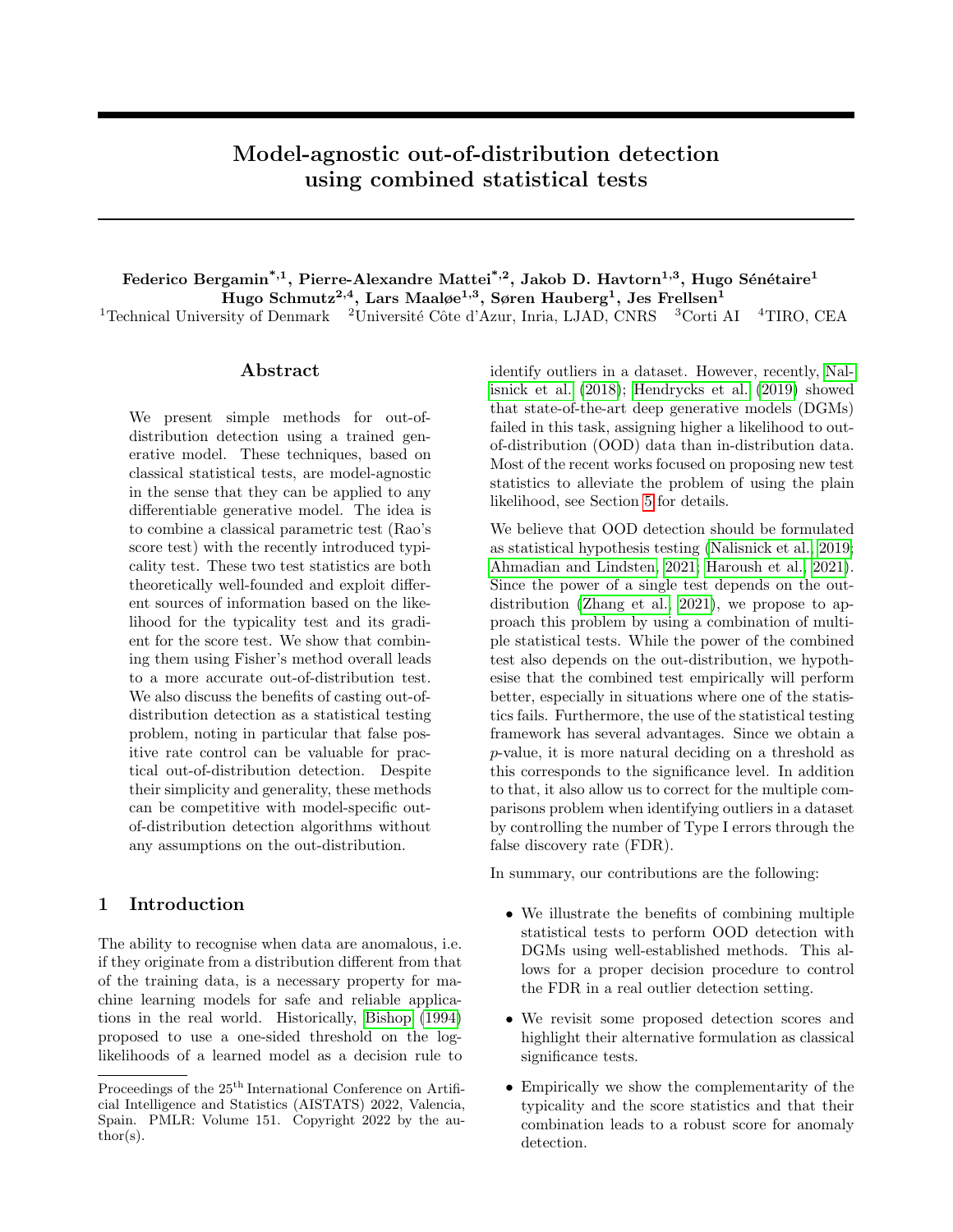# Model-agnostic out-of-distribution detection using combined statistical tests

**Federico Bergamin*[,1], Pierre-Alexandre Mattei*[,2], Jakob D. Havtorn[1,3], Hugo Sénétaire[1]**
**Hugo Schmutz[2,4], Lars Maaløe[1,3], Søren Hauberg[1], Jes Frellsen[1]**

[1]Technical University of Denmark [2]Université Côte d'Azur, Inria, LJAD, CNRS [3]Corti AI [4]TIRO, CEA

## Abstract

We present simple methods for out-of-distribution detection using a trained generative model. These techniques, based on classical statistical tests, are model-agnostic in the sense that they can be applied to any differentiable generative model. The idea is to combine a classical parametric test (Rao's score test) with the recently introduced typicality test. These two test statistics are both theoretically well-founded and exploit different sources of information based on the likelihood for the typicality test and its gradient for the score test. We show that combining them using Fisher's method overall leads to a more accurate out-of-distribution test. We also discuss the benefits of casting out-of-distribution detection as a statistical testing problem, noting in particular that false positive rate control can be valuable for practical out-of-distribution detection. Despite their simplicity and generality, these methods can be competitive with model-specific out-of-distribution detection algorithms without any assumptions on the out-distribution.

## 1 Introduction

The ability to recognise when data are anomalous, i.e. if they originate from a distribution different from that of the training data, is a necessary property for machine learning models for safe and reliable applications in the real world. Historically, Bishop (1994) proposed to use a one-sided threshold on the log-likelihoods of a learned model as a decision rule to identify outliers in a dataset. However, recently, Nalisnick et al. (2018); Hendrycks et al. (2019) showed that state-of-the-art deep generative models (DGMs) failed in this task, assigning higher a likelihood to out-of-distribution (OOD) data than in-distribution data. Most of the recent works focused on proposing new test statistics to alleviate the problem of using the plain likelihood, see Section 5 for details.

We believe that OOD detection should be formulated as statistical hypothesis testing (Nalisnick et al., 2019; Ahmadian and Lindsten, 2021; Haroush et al., 2021). Since the power of a single test depends on the out-distribution (Zhang et al., 2021), we propose to approach this problem by using a combination of multiple statistical tests. While the power of the combined test also depends on the out-distribution, we hypothesise that the combined test empirically will perform better, especially in situations where one of the statistics fails. Furthermore, the use of the statistical testing framework has several advantages. Since we obtain a $p$-value, it is more natural deciding on a threshold as this corresponds to the significance level. In addition to that, it also allow us to correct for the multiple comparisons problem when identifying outliers in a dataset by controlling the number of Type I errors through the false discovery rate (FDR).

In summary, our contributions are the following:

- We illustrate the benefits of combining multiple statistical tests to perform OOD detection with DGMs using well-established methods. This allows for a proper decision procedure to control the FDR in a real outlier detection setting.
- We revisit some proposed detection scores and highlight their alternative formulation as classical significance tests.
- Empirically we show the complementarity of the typicality and the score statistics and that their combination leads to a robust score for anomaly detection.

Proceedings of the 25[th] International Conference on Artificial Intelligence and Statistics (AISTATS) 2022, Valencia, Spain. PMLR: Volume 151. Copyright 2022 by the author(s).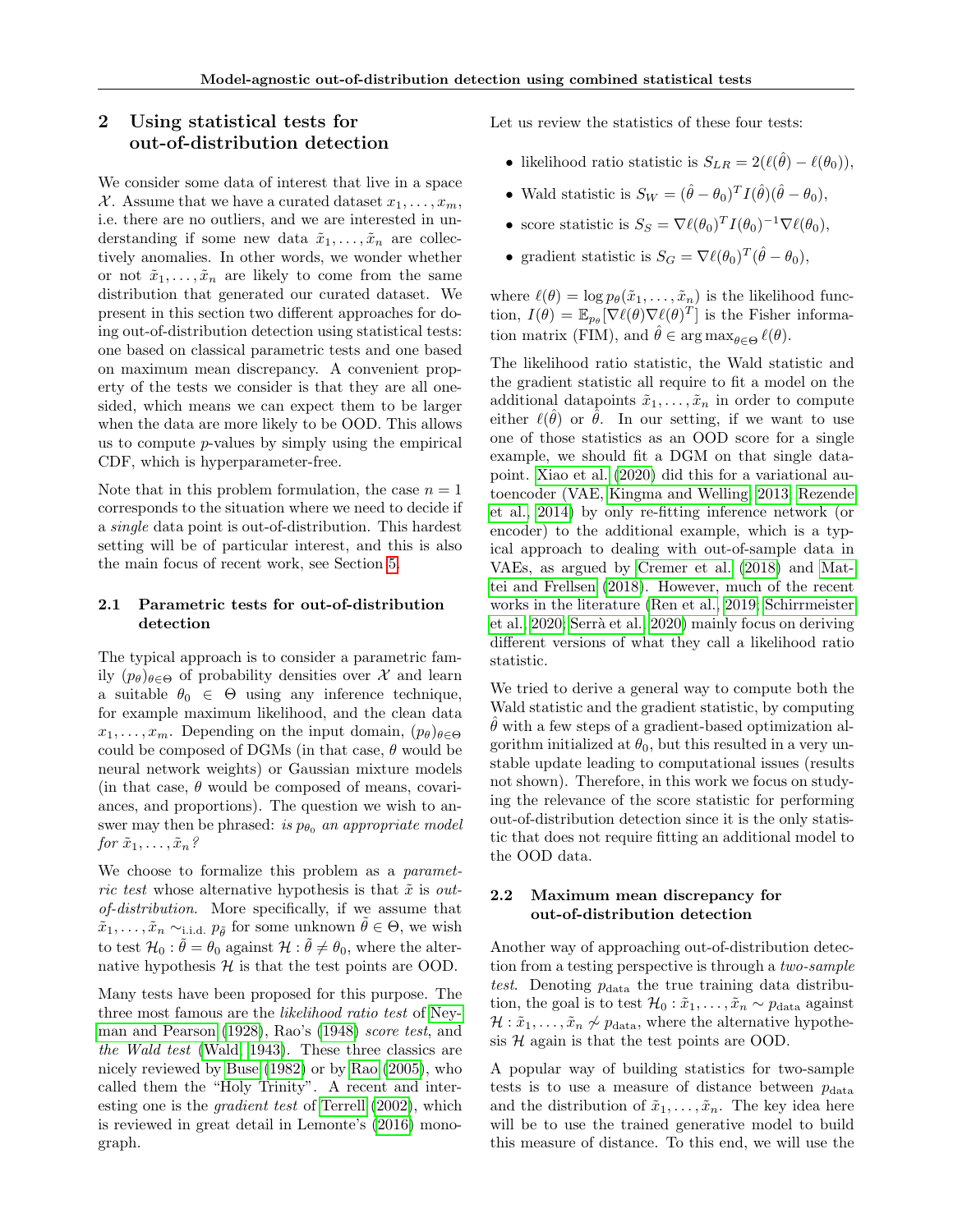## 2 Using statistical tests for out-of-distribution detection

We consider some data of interest that live in a space $\mathcal{X}$. Assume that we have a curated dataset $x_1, \ldots, x_m$, i.e. there are no outliers, and we are interested in understanding if some new data $\tilde{x}_1, \ldots, \tilde{x}_n$ are collectively anomalies. In other words, we wonder whether or not $\tilde{x}_1, \ldots, \tilde{x}_n$ are likely to come from the same distribution that generated our curated dataset. We present in this section two different approaches for doing out-of-distribution detection using statistical tests: one based on classical parametric tests and one based on maximum mean discrepancy. A convenient property of the tests we consider is that they are all one-sided, which means we can expect them to be larger when the data are more likely to be OOD. This allows us to compute $p$-values by simply using the empirical CDF, which is hyperparameter-free.

Note that in this problem formulation, the case $n = 1$ corresponds to the situation where we need to decide if a *single* data point is out-of-distribution. This hardest setting will be of particular interest, and this is also the main focus of recent work, see Section 5.

### 2.1 Parametric tests for out-of-distribution detection

The typical approach is to consider a parametric family $(p_\theta)_{\theta\in\Theta}$ of probability densities over $\mathcal{X}$ and learn a suitable $\theta_0 \in \Theta$ using any inference technique, for example maximum likelihood, and the clean data $x_1, \ldots, x_m$. Depending on the input domain, $(p_\theta)_{\theta\in\Theta}$ could be composed of DGMs (in that case, $\theta$ would be neural network weights) or Gaussian mixture models (in that case, $\theta$ would be composed of means, covariances, and proportions). The question we wish to answer may then be phrased: *is $p_{\theta_0}$ an appropriate model for $\tilde{x}_1, \ldots, \tilde{x}_n$?*

We choose to formalize this problem as a *parametric test* whose alternative hypothesis is that $\tilde{x}$ is *out-of-distribution*. More specifically, if we assume that $\tilde{x}_1, \ldots, \tilde{x}_n \sim_{\text{i.i.d.}} p_{\tilde{\theta}}$ for some unknown $\tilde{\theta} \in \Theta$, we wish to test $\mathcal{H}_0 : \tilde{\theta} = \theta_0$ against $\mathcal{H} : \tilde{\theta} \neq \theta_0$, where the alternative hypothesis $\mathcal{H}$ is that the test points are OOD.

Many tests have been proposed for this purpose. The three most famous are the *likelihood ratio test* of Neyman and Pearson (1928), Rao's (1948) *score test*, and *the Wald test* (Wald, 1943). These three classics are nicely reviewed by Buse (1982) or by Rao (2005), who called them the "Holy Trinity". A recent and interesting one is the *gradient test* of Terrell (2002), which is reviewed in great detail in Lemonte's (2016) monograph.

Let us review the statistics of these four tests:

- likelihood ratio statistic is $S_{LR} = 2(\ell(\hat{\theta}) - \ell(\theta_0))$,
- Wald statistic is $S_W = (\hat{\theta} - \theta_0)^T I(\hat{\theta})(\hat{\theta} - \theta_0)$,
- score statistic is $S_S = \nabla\ell(\theta_0)^T I(\theta_0)^{-1}\nabla\ell(\theta_0)$,
- gradient statistic is $S_G = \nabla\ell(\theta_0)^T(\hat{\theta} - \theta_0)$,

where $\ell(\theta) = \log p_\theta(\tilde{x}_1, \ldots, \tilde{x}_n)$ is the likelihood function, $I(\theta) = \mathbb{E}_{p_\theta}[\nabla\ell(\theta)\nabla\ell(\theta)^T]$ is the Fisher information matrix (FIM), and $\hat{\theta} \in \arg\max_{\theta\in\Theta} \ell(\theta)$.

The likelihood ratio statistic, the Wald statistic and the gradient statistic all require to fit a model on the additional datapoints $\tilde{x}_1, \ldots, \tilde{x}_n$ in order to compute either $\ell(\hat{\theta})$ or $\hat{\theta}$. In our setting, if we want to use one of those statistics as an OOD score for a single example, we should fit a DGM on that single datapoint. Xiao et al. (2020) did this for a variational autoencoder (VAE, Kingma and Welling, 2013; Rezende et al., 2014) by only re-fitting inference network (or encoder) to the additional example, which is a typical approach to dealing with out-of-sample data in VAEs, as argued by Cremer et al. (2018) and Mattei and Frellsen (2018). However, much of the recent works in the literature (Ren et al., 2019; Schirrmeister et al., 2020; Serrà et al., 2020) mainly focus on deriving different versions of what they call a likelihood ratio statistic.

We tried to derive a general way to compute both the Wald statistic and the gradient statistic, by computing $\hat{\theta}$ with a few steps of a gradient-based optimization algorithm initialized at $\theta_0$, but this resulted in a very unstable update leading to computational issues (results not shown). Therefore, in this work we focus on studying the relevance of the score statistic for performing out-of-distribution detection since it is the only statistic that does not require fitting an additional model to the OOD data.

### 2.2 Maximum mean discrepancy for out-of-distribution detection

Another way of approaching out-of-distribution detection from a testing perspective is through a *two-sample test*. Denoting $p_{\text{data}}$ the true training data distribution, the goal is to test $\mathcal{H}_0 : \tilde{x}_1, \ldots, \tilde{x}_n \sim p_{\text{data}}$ against $\mathcal{H} : \tilde{x}_1, \ldots, \tilde{x}_n \not\sim p_{\text{data}}$, where the alternative hypothesis $\mathcal{H}$ again is that the test points are OOD.

A popular way of building statistics for two-sample tests is to use a measure of distance between $p_{\text{data}}$ and the distribution of $\tilde{x}_1, \ldots, \tilde{x}_n$. The key idea here will be to use the trained generative model to build this measure of distance. To this end, we will use the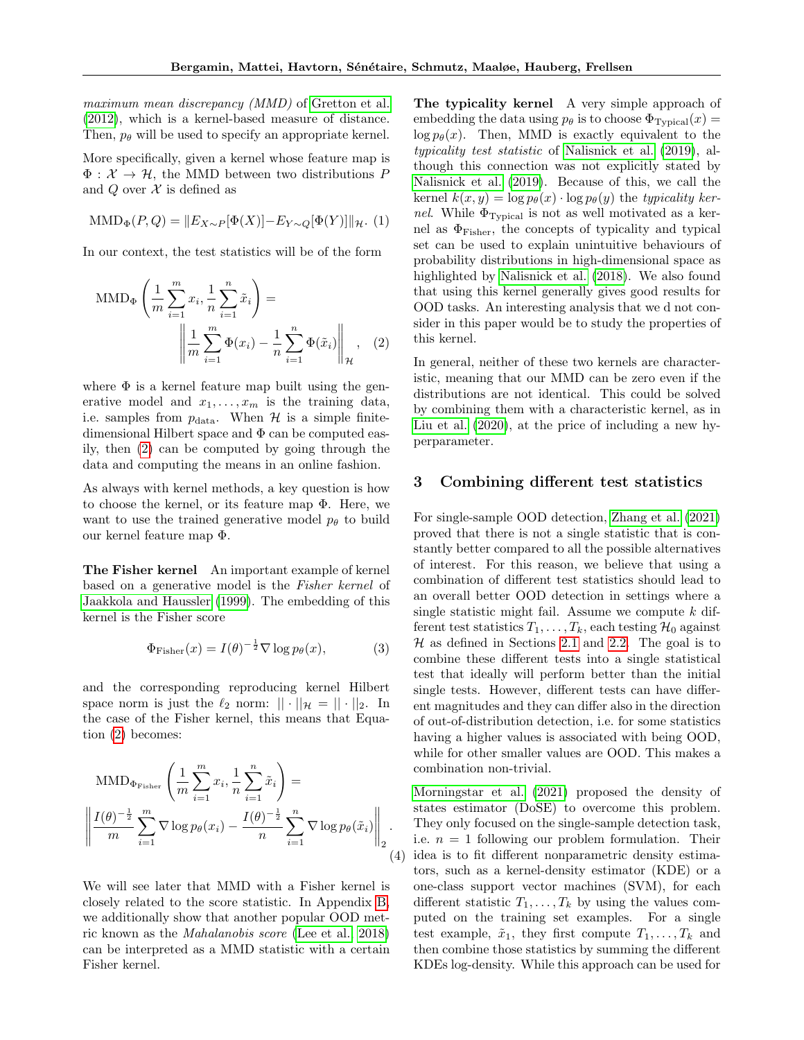*maximum mean discrepancy (MMD)* of Gretton et al. (2012), which is a kernel-based measure of distance. Then, $p_\theta$ will be used to specify an appropriate kernel.

More specifically, given a kernel whose feature map is $\Phi : \mathcal{X} \to \mathcal{H}$, the MMD between two distributions $P$ and $Q$ over $\mathcal{X}$ is defined as

$$\mathrm{MMD}_\Phi(P, Q) = \|E_{X\sim P}[\Phi(X)] - E_{Y\sim Q}[\Phi(Y)]\|_{\mathcal{H}}. \quad (1)$$

In our context, the test statistics will be of the form

$$\mathrm{MMD}_\Phi\left(\frac{1}{m}\sum_{i=1}^{m} x_i, \frac{1}{n}\sum_{i=1}^{n} \tilde{x}_i\right) = \left\|\frac{1}{m}\sum_{i=1}^{m}\Phi(x_i) - \frac{1}{n}\sum_{i=1}^{n}\Phi(\tilde{x}_i)\right\|_{\mathcal{H}}, \quad (2)$$

where $\Phi$ is a kernel feature map built using the generative model and $x_1, \ldots, x_m$ is the training data, i.e. samples from $p_{\text{data}}$. When $\mathcal{H}$ is a simple finite-dimensional Hilbert space and $\Phi$ can be computed easily, then (2) can be computed by going through the data and computing the means in an online fashion.

As always with kernel methods, a key question is how to choose the kernel, or its feature map $\Phi$. Here, we want to use the trained generative model $p_\theta$ to build our kernel feature map $\Phi$.

**The Fisher kernel** An important example of kernel based on a generative model is the *Fisher kernel* of Jaakkola and Haussler (1999). The embedding of this kernel is the Fisher score

$$\Phi_{\text{Fisher}}(x) = I(\theta)^{-\frac{1}{2}}\nabla \log p_\theta(x), \quad (3)$$

and the corresponding reproducing kernel Hilbert space norm is just the $\ell_2$ norm: $||\cdot||_{\mathcal{H}} = ||\cdot||_2$. In the case of the Fisher kernel, this means that Equation (2) becomes:

$$\mathrm{MMD}_{\Phi_{\text{Fisher}}}\left(\frac{1}{m}\sum_{i=1}^{m} x_i, \frac{1}{n}\sum_{i=1}^{n} \tilde{x}_i\right) = \left\|\frac{I(\theta)^{-\frac{1}{2}}}{m}\sum_{i=1}^{m}\nabla \log p_\theta(x_i) - \frac{I(\theta)^{-\frac{1}{2}}}{n}\sum_{i=1}^{n}\nabla \log p_\theta(\tilde{x}_i)\right\|_2. \quad (4)$$

We will see later that MMD with a Fisher kernel is closely related to the score statistic. In Appendix B, we additionally show that another popular OOD metric known as the *Mahalanobis score* (Lee et al., 2018) can be interpreted as a MMD statistic with a certain Fisher kernel.

**The typicality kernel** A very simple approach of embedding the data using $p_\theta$ is to choose $\Phi_{\text{Typical}}(x) = \log p_\theta(x)$. Then, MMD is exactly equivalent to the *typicality test statistic* of Nalisnick et al. (2019), although this connection was not explicitly stated by Nalisnick et al. (2019). Because of this, we call the kernel $k(x, y) = \log p_\theta(x) \cdot \log p_\theta(y)$ the *typicality kernel*. While $\Phi_{\text{Typical}}$ is not as well motivated as a kernel as $\Phi_{\text{Fisher}}$, the concepts of typicality and typical set can be used to explain unintuitive behaviours of probability distributions in high-dimensional space as highlighted by Nalisnick et al. (2018). We also found that using this kernel generally gives good results for OOD tasks. An interesting analysis that we d not consider in this paper would be to study the properties of this kernel.

In general, neither of these two kernels are characteristic, meaning that our MMD can be zero even if the distributions are not identical. This could be solved by combining them with a characteristic kernel, as in Liu et al. (2020), at the price of including a new hyperparameter.

## 3 Combining different test statistics

For single-sample OOD detection, Zhang et al. (2021) proved that there is not a single statistic that is constantly better compared to all the possible alternatives of interest. For this reason, we believe that using a combination of different test statistics should lead to an overall better OOD detection in settings where a single statistic might fail. Assume we compute $k$ different test statistics $T_1, \ldots, T_k$, each testing $\mathcal{H}_0$ against $\mathcal{H}$ as defined in Sections 2.1 and 2.2. The goal is to combine these different tests into a single statistical test that ideally will perform better than the initial single tests. However, different tests can have different magnitudes and they can differ also in the direction of out-of-distribution detection, i.e. for some statistics having a higher values is associated with being OOD, while for other smaller values are OOD. This makes a combination non-trivial.

Morningstar et al. (2021) proposed the density of states estimator (DoSE) to overcome this problem. They only focused on the single-sample detection task, i.e. $n = 1$ following our problem formulation. Their idea is to fit different nonparametric density estimators, such as a kernel-density estimator (KDE) or a one-class support vector machines (SVM), for each different statistic $T_1, \ldots, T_k$ by using the values computed on the training set examples. For a single test example, $\tilde{x}_1$, they first compute $T_1, \ldots, T_k$ and then combine those statistics by summing the different KDEs log-density. While this approach can be used for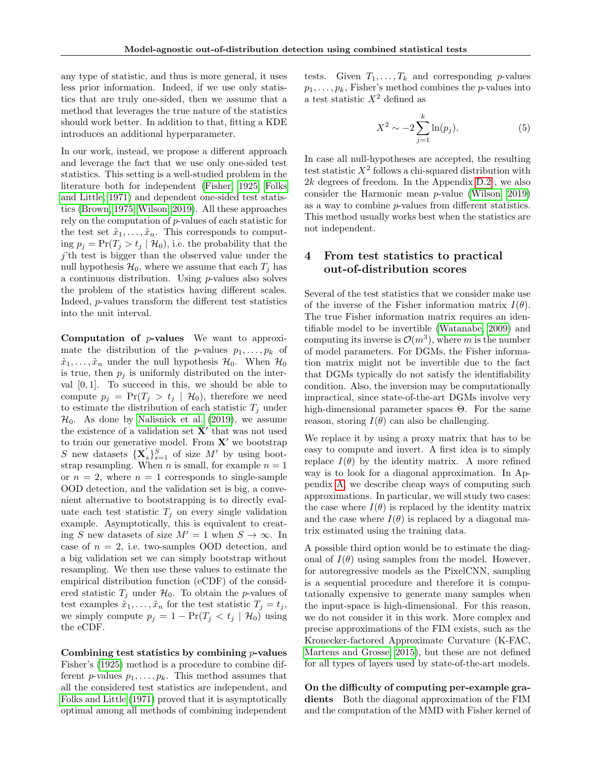any type of statistic, and thus is more general, it uses less prior information. Indeed, if we use only statistics that are truly one-sided, then we assume that a method that leverages the true nature of the statistics should work better. In addition to that, fitting a KDE introduces an additional hyperparameter.

In our work, instead, we propose a different approach and leverage the fact that we use only one-sided test statistics. This setting is a well-studied problem in the literature both for independent (Fisher, 1925; Folks and Little, 1971) and dependent one-sided test statistics (Brown, 1975; Wilson, 2019). All these approaches rely on the computation of $p$-values of each statistic for the test set $\tilde{x}_1, \ldots, \tilde{x}_n$. This corresponds to computing $p_j = \Pr(T_j > t_j \mid \mathcal{H}_0)$, i.e. the probability that the $j$'th test is bigger than the observed value under the null hypothesis $\mathcal{H}_0$, where we assume that each $T_j$ has a continuous distribution. Using $p$-values also solves the problem of the statistics having different scales. Indeed, $p$-values transform the different test statistics into the unit interval.

**Computation of $p$-values** We want to approximate the distribution of the $p$-values $p_1, \ldots, p_k$ of $\tilde{x}_1, \ldots, \tilde{x}_n$ under the null hypothesis $\mathcal{H}_0$. When $\mathcal{H}_0$ is true, then $p_j$ is uniformly distributed on the interval $[0, 1]$. To succeed in this, we should be able to compute $p_j = \Pr(T_j > t_j \mid \mathcal{H}_0)$, therefore we need to estimate the distribution of each statistic $T_j$ under $\mathcal{H}_0$. As done by Nalisnick et al. (2019), we assume the existence of a validation set $\mathbf{X}'$ that was not used to train our generative model. From $\mathbf{X}'$ we bootstrap $S$ new datasets $\{\mathbf{X}'_s\}_{s=1}^S$ of size $M'$ by using bootstrap resampling. When $n$ is small, for example $n = 1$ or $n = 2$, where $n = 1$ corresponds to single-sample OOD detection, and the validation set is big, a convenient alternative to bootstrapping is to directly evaluate each test statistic $T_j$ on every single validation example. Asymptotically, this is equivalent to creating $S$ new datasets of size $M' = 1$ when $S \to \infty$. In case of $n = 2$, i.e. two-samples OOD detection, and a big validation set we can simply bootstrap without resampling. We then use these values to estimate the empirical distribution function (eCDF) of the considered statistic $T_j$ under $\mathcal{H}_0$. To obtain the $p$-values of test examples $\tilde{x}_1, \ldots, \tilde{x}_n$ for the test statistic $T_j = t_j$, we simply compute $p_j = 1 - \Pr(T_j < t_j \mid \mathcal{H}_0)$ using the eCDF.

**Combining test statistics by combining $p$-values** Fisher's (1925) method is a procedure to combine different $p$-values $p_1, \ldots, p_k$. This method assumes that all the considered test statistics are independent, and Folks and Little (1971) proved that it is asymptotically optimal among all methods of combining independent tests. Given $T_1, \ldots, T_k$ and corresponding $p$-values $p_1, \ldots, p_k$, Fisher's method combines the $p$-values into a test statistic $X^2$ defined as

$$X^2 \sim -2 \sum_{j=1}^{k} \ln(p_j). \tag{5}$$

In case all null-hypotheses are accepted, the resulting test statistic $X^2$ follows a chi-squared distribution with $2k$ degrees of freedom. In the Appendix D.2, we also consider the Harmonic mean $p$-value (Wilson, 2019) as a way to combine $p$-values from different statistics. This method usually works best when the statistics are not independent.

## 4 From test statistics to practical out-of-distribution scores

Several of the test statistics that we consider make use of the inverse of the Fisher information matrix $I(\theta)$. The true Fisher information matrix requires an identifiable model to be invertible (Watanabe, 2009) and computing its inverse is $\mathcal{O}(m^3)$, where $m$ is the number of model parameters. For DGMs, the Fisher information matrix might not be invertible due to the fact that DGMs typically do not satisfy the identifiability condition. Also, the inversion may be computationally impractical, since state-of-the-art DGMs involve very high-dimensional parameter spaces $\Theta$. For the same reason, storing $I(\theta)$ can also be challenging.

We replace it by using a proxy matrix that has to be easy to compute and invert. A first idea is to simply replace $I(\theta)$ by the identity matrix. A more refined way is to look for a diagonal approximation. In Appendix A, we describe cheap ways of computing such approximations. In particular, we will study two cases: the case where $I(\theta)$ is replaced by the identity matrix and the case where $I(\theta)$ is replaced by a diagonal matrix estimated using the training data.

A possible third option would be to estimate the diagonal of $I(\theta)$ using samples from the model. However, for autoregressive models as the PixelCNN, sampling is a sequential procedure and therefore it is computationally expensive to generate many samples when the input-space is high-dimensional. For this reason, we do not consider it in this work. More complex and precise approximations of the FIM exists, such as the Kronecker-factored Approximate Curvature (K-FAC, Martens and Grosse, 2015), but these are not defined for all types of layers used by state-of-the-art models.

**On the difficulty of computing per-example gradients** Both the diagonal approximation of the FIM and the computation of the MMD with Fisher kernel of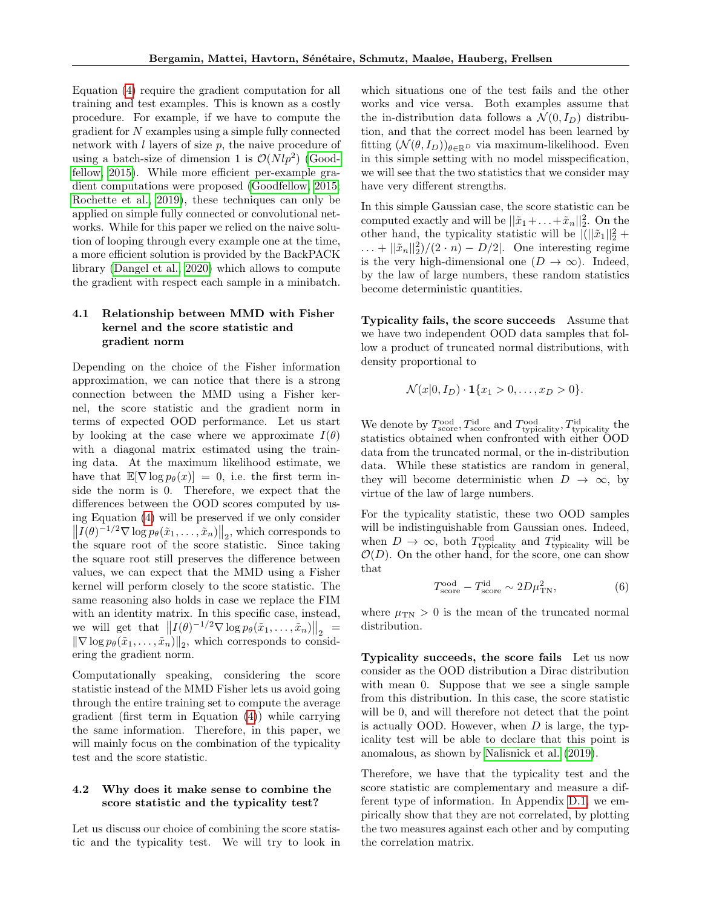Equation (4) require the gradient computation for all training and test examples. This is known as a costly procedure. For example, if we have to compute the gradient for $N$ examples using a simple fully connected network with $l$ layers of size $p$, the naive procedure of using a batch-size of dimension 1 is $\mathcal{O}(Nlp^2)$ (Goodfellow, 2015). While more efficient per-example gradient computations were proposed (Goodfellow, 2015; Rochette et al., 2019), these techniques can only be applied on simple fully connected or convolutional networks. While for this paper we relied on the naive solution of looping through every example one at the time, a more efficient solution is provided by the BackPACK library (Dangel et al., 2020) which allows to compute the gradient with respect each sample in a minibatch.

### 4.1 Relationship between MMD with Fisher kernel and the score statistic and gradient norm

Depending on the choice of the Fisher information approximation, we can notice that there is a strong connection between the MMD using a Fisher kernel, the score statistic and the gradient norm in terms of expected OOD performance. Let us start by looking at the case where we approximate $I(\theta)$ with a diagonal matrix estimated using the training data. At the maximum likelihood estimate, we have that $\mathbb{E}[\nabla \log p_\theta(x)] = 0$, i.e. the first term inside the norm is 0. Therefore, we expect that the differences between the OOD scores computed by using Equation (4) will be preserved if we only consider $\left\|I(\theta)^{-1/2}\nabla \log p_\theta(\tilde{x}_1, \ldots, \tilde{x}_n)\right\|_2$, which corresponds to the square root of the score statistic. Since taking the square root still preserves the difference between values, we can expect that the MMD using a Fisher kernel will perform closely to the score statistic. The same reasoning also holds in case we replace the FIM with an identity matrix. In this specific case, instead, we will get that $\left\|I(\theta)^{-1/2}\nabla \log p_\theta(\tilde{x}_1, \ldots, \tilde{x}_n)\right\|_2 = \|\nabla \log p_\theta(\tilde{x}_1, \ldots, \tilde{x}_n)\|_2$, which corresponds to considering the gradient norm.

Computationally speaking, considering the score statistic instead of the MMD Fisher lets us avoid going through the entire training set to compute the average gradient (first term in Equation (4)) while carrying the same information. Therefore, in this paper, we will mainly focus on the combination of the typicality test and the score statistic.

### 4.2 Why does it make sense to combine the score statistic and the typicality test?

Let us discuss our choice of combining the score statistic and the typicality test. We will try to look in which situations one of the test fails and the other works and vice versa. Both examples assume that the in-distribution data follows a $\mathcal{N}(0, I_D)$ distribution, and that the correct model has been learned by fitting $(\mathcal{N}(\theta, I_D))_{\theta \in \mathbb{R}^D}$ via maximum-likelihood. Even in this simple setting with no model misspecification, we will see that the two statistics that we consider may have very different strengths.

In this simple Gaussian case, the score statistic can be computed exactly and will be $||\tilde{x}_1 + \ldots + \tilde{x}_n||_2^2$. On the other hand, the typicality statistic will be $|(||\tilde{x}_1||_2^2 + \ldots + ||\tilde{x}_n||_2^2)/(2 \cdot n) - D/2|$. One interesting regime is the very high-dimensional one ($D \to \infty$). Indeed, by the law of large numbers, these random statistics become deterministic quantities.

**Typicality fails, the score succeeds** Assume that we have two independent OOD data samples that follow a product of truncated normal distributions, with density proportional to

$$\mathcal{N}(x|0, I_D) \cdot \mathbf{1}\{x_1 > 0, \ldots, x_D > 0\}.$$

We denote by $T_{\text{score}}^{\text{ood}}, T_{\text{score}}^{\text{id}}$ and $T_{\text{typicality}}^{\text{ood}}, T_{\text{typicality}}^{\text{id}}$ the statistics obtained when confronted with either OOD data from the truncated normal, or the in-distribution data. While these statistics are random in general, they will become deterministic when $D \to \infty$, by virtue of the law of large numbers.

For the typicality statistic, these two OOD samples will be indistinguishable from Gaussian ones. Indeed, when $D \to \infty$, both $T_{\text{typicality}}^{\text{ood}}$ and $T_{\text{typicality}}^{\text{id}}$ will be $\mathcal{O}(D)$. On the other hand, for the score, one can show that

$$T_{\text{score}}^{\text{ood}} - T_{\text{score}}^{\text{id}} \sim 2D\mu_{\text{TN}}^2, \tag{6}$$

where $\mu_{\text{TN}} > 0$ is the mean of the truncated normal distribution.

**Typicality succeeds, the score fails** Let us now consider as the OOD distribution a Dirac distribution with mean 0. Suppose that we see a single sample from this distribution. In this case, the score statistic will be 0, and will therefore not detect that the point is actually OOD. However, when $D$ is large, the typicality test will be able to declare that this point is anomalous, as shown by Nalisnick et al. (2019).

Therefore, we have that the typicality test and the score statistic are complementary and measure a different type of information. In Appendix D.1, we empirically show that they are not correlated, by plotting the two measures against each other and by computing the correlation matrix.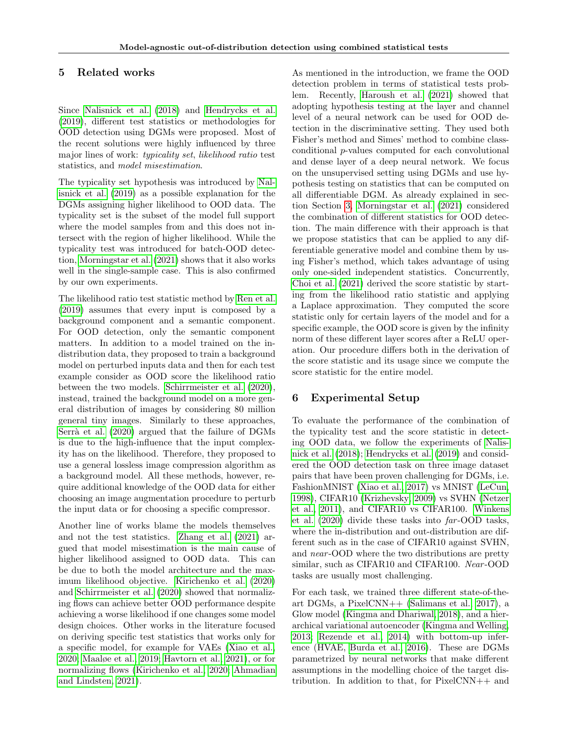## 5 Related works

Since Nalisnick et al. (2018) and Hendrycks et al. (2019), different test statistics or methodologies for OOD detection using DGMs were proposed. Most of the recent solutions were highly influenced by three major lines of work: *typicality set*, *likelihood ratio* test statistics, and *model misestimation*.

The typicality set hypothesis was introduced by Nalisnick et al. (2019) as a possible explanation for the DGMs assigning higher likelihood to OOD data. The typicality set is the subset of the model full support where the model samples from and this does not intersect with the region of higher likelihood. While the typicality test was introduced for batch-OOD detection, Morningstar et al. (2021) shows that it also works well in the single-sample case. This is also confirmed by our own experiments.

The likelihood ratio test statistic method by Ren et al. (2019) assumes that every input is composed by a background component and a semantic component. For OOD detection, only the semantic component matters. In addition to a model trained on the in-distribution data, they proposed to train a background model on perturbed inputs data and then for each test example consider as OOD score the likelihood ratio between the two models. Schirrmeister et al. (2020), instead, trained the background model on a more general distribution of images by considering 80 million general tiny images. Similarly to these approaches, Serrà et al. (2020) argued that the failure of DGMs is due to the high-influence that the input complexity has on the likelihood. Therefore, they proposed to use a general lossless image compression algorithm as a background model. All these methods, however, require additional knowledge of the OOD data for either choosing an image augmentation procedure to perturb the input data or for choosing a specific compressor.

Another line of works blame the models themselves and not the test statistics. Zhang et al. (2021) argued that model misestimation is the main cause of higher likelihood assigned to OOD data. This can be due to both the model architecture and the maximum likelihood objective. Kirichenko et al. (2020) and Schirrmeister et al. (2020) showed that normalizing flows can achieve better OOD performance despite achieving a worse likelihood if one changes some model design choices. Other works in the literature focused on deriving specific test statistics that works only for a specific model, for example for VAEs (Xiao et al., 2020; Maaløe et al., 2019; Havtorn et al., 2021), or for normalizing flows (Kirichenko et al., 2020; Ahmadian and Lindsten, 2021).

As mentioned in the introduction, we frame the OOD detection problem in terms of statistical tests problem. Recently, Haroush et al. (2021) showed that adopting hypothesis testing at the layer and channel level of a neural network can be used for OOD detection in the discriminative setting. They used both Fisher's method and Simes' method to combine class-conditional $p$-values computed for each convolutional and dense layer of a deep neural network. We focus on the unsupervised setting using DGMs and use hypothesis testing on statistics that can be computed on all differentiable DGM. As already explained in section Section 3, Morningstar et al. (2021) considered the combination of different statistics for OOD detection. The main difference with their approach is that we propose statistics that can be applied to any differentiable generative model and combine them by using Fisher's method, which takes advantage of using only one-sided independent statistics. Concurrently, Choi et al. (2021) derived the score statistic by starting from the likelihood ratio statistic and applying a Laplace approximation. They computed the score statistic only for certain layers of the model and for a specific example, the OOD score is given by the infinity norm of these different layer scores after a ReLU operation. Our procedure differs both in the derivation of the score statistic and its usage since we compute the score statistic for the entire model.

## 6 Experimental Setup

To evaluate the performance of the combination of the typicality test and the score statistic in detecting OOD data, we follow the experiments of Nalisnick et al. (2018); Hendrycks et al. (2019) and considered the OOD detection task on three image dataset pairs that have been proven challenging for DGMs, i.e. FashionMNIST (Xiao et al., 2017) vs MNIST (LeCun, 1998), CIFAR10 (Krizhevsky, 2009) vs SVHN (Netzer et al., 2011), and CIFAR10 vs CIFAR100. Winkens et al. (2020) divide these tasks into *far*-OOD tasks, where the in-distribution and out-distribution are different such as in the case of CIFAR10 against SVHN, and *near*-OOD where the two distributions are pretty similar, such as CIFAR10 and CIFAR100. *Near*-OOD tasks are usually most challenging.

For each task, we trained three different state-of-the-art DGMs, a PixelCNN++ (Salimans et al., 2017), a Glow model (Kingma and Dhariwal, 2018), and a hierarchical variational autoencoder (Kingma and Welling, 2013; Rezende et al., 2014) with bottom-up inference (HVAE, Burda et al., 2016). These are DGMs parametrized by neural networks that make different assumptions in the modelling choice of the target distribution. In addition to that, for PixelCNN++ and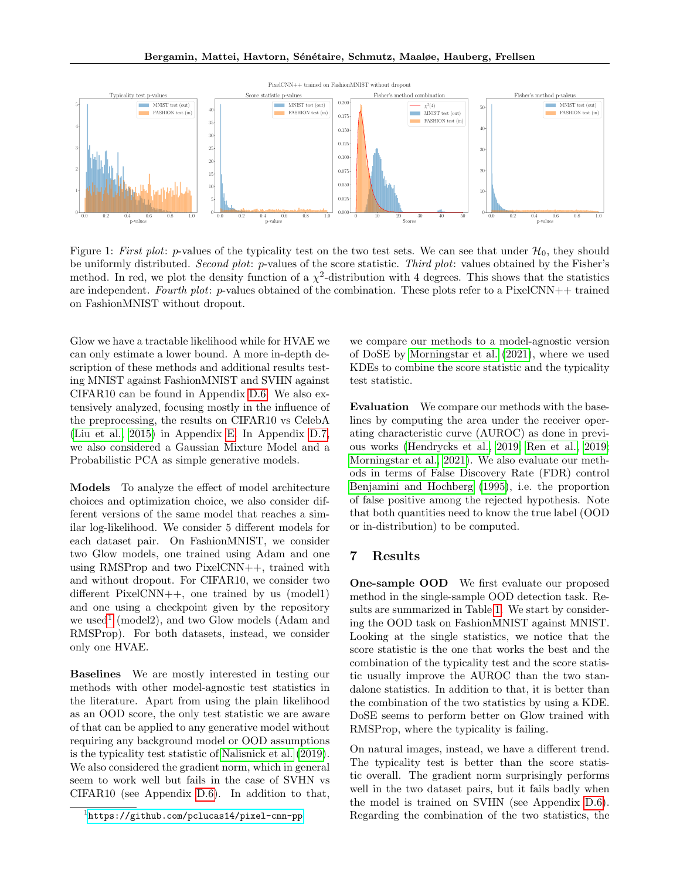Figure 1: *First plot*: $p$-values of the typicality test on the two test sets. We can see that under $\mathcal{H}_0$, they should be uniformly distributed. *Second plot*: $p$-values of the score statistic. *Third plot*: values obtained by the Fisher's method. In red, we plot the density function of a $\chi^2$-distribution with 4 degrees. This shows that the statistics are independent. *Fourth plot*: $p$-values obtained of the combination. These plots refer to a PixelCNN++ trained on FashionMNIST without dropout.

Glow we have a tractable likelihood while for HVAE we can only estimate a lower bound. A more in-depth description of these methods and additional results testing MNIST against FashionMNIST and SVHN against CIFAR10 can be found in Appendix D.6. We also extensively analyzed, focusing mostly in the influence of the preprocessing, the results on CIFAR10 vs CelebA (Liu et al., 2015) in Appendix E. In Appendix D.7, we also considered a Gaussian Mixture Model and a Probabilistic PCA as simple generative models.

**Models** To analyze the effect of model architecture choices and optimization choice, we also consider different versions of the same model that reaches a similar log-likelihood. We consider 5 different models for each dataset pair. On FashionMNIST, we consider two Glow models, one trained using Adam and one using RMSProp and two PixelCNN++, trained with and without dropout. For CIFAR10, we consider two different PixelCNN++, one trained by us (model1) and one using a checkpoint given by the repository we used[1] (model2), and two Glow models (Adam and RMSProp). For both datasets, instead, we consider only one HVAE.

**Baselines** We are mostly interested in testing our methods with other model-agnostic test statistics in the literature. Apart from using the plain likelihood as an OOD score, the only test statistic we are aware of that can be applied to any generative model without requiring any background model or OOD assumptions is the typicality test statistic of Nalisnick et al. (2019). We also considered the gradient norm, which in general seem to work well but fails in the case of SVHN vs CIFAR10 (see Appendix D.6). In addition to that, we compare our methods to a model-agnostic version of DoSE by Morningstar et al. (2021), where we used KDEs to combine the score statistic and the typicality test statistic.

**Evaluation** We compare our methods with the baselines by computing the area under the receiver operating characteristic curve (AUROC) as done in previous works (Hendrycks et al., 2019; Ren et al., 2019; Morningstar et al., 2021). We also evaluate our methods in terms of False Discovery Rate (FDR) control Benjamini and Hochberg (1995), i.e. the proportion of false positive among the rejected hypothesis. Note that both quantities need to know the true label (OOD or in-distribution) to be computed.

## 7 Results

**One-sample OOD** We first evaluate our proposed method in the single-sample OOD detection task. Results are summarized in Table 1. We start by considering the OOD task on FashionMNIST against MNIST. Looking at the single statistics, we notice that the score statistic is the one that works the best and the combination of the typicality test and the score statistic usually improve the AUROC than the two standalone statistics. In addition to that, it is better than the combination of the two statistics by using a KDE. DoSE seems to perform better on Glow trained with RMSProp, where the typicality is failing.

On natural images, instead, we have a different trend. The typicality test is better than the score statistic overall. The gradient norm surprisingly performs well in the two dataset pairs, but it fails badly when the model is trained on SVHN (see Appendix D.6). Regarding the combination of the two statistics, the

[1] https://github.com/pclucas14/pixel-cnn-pp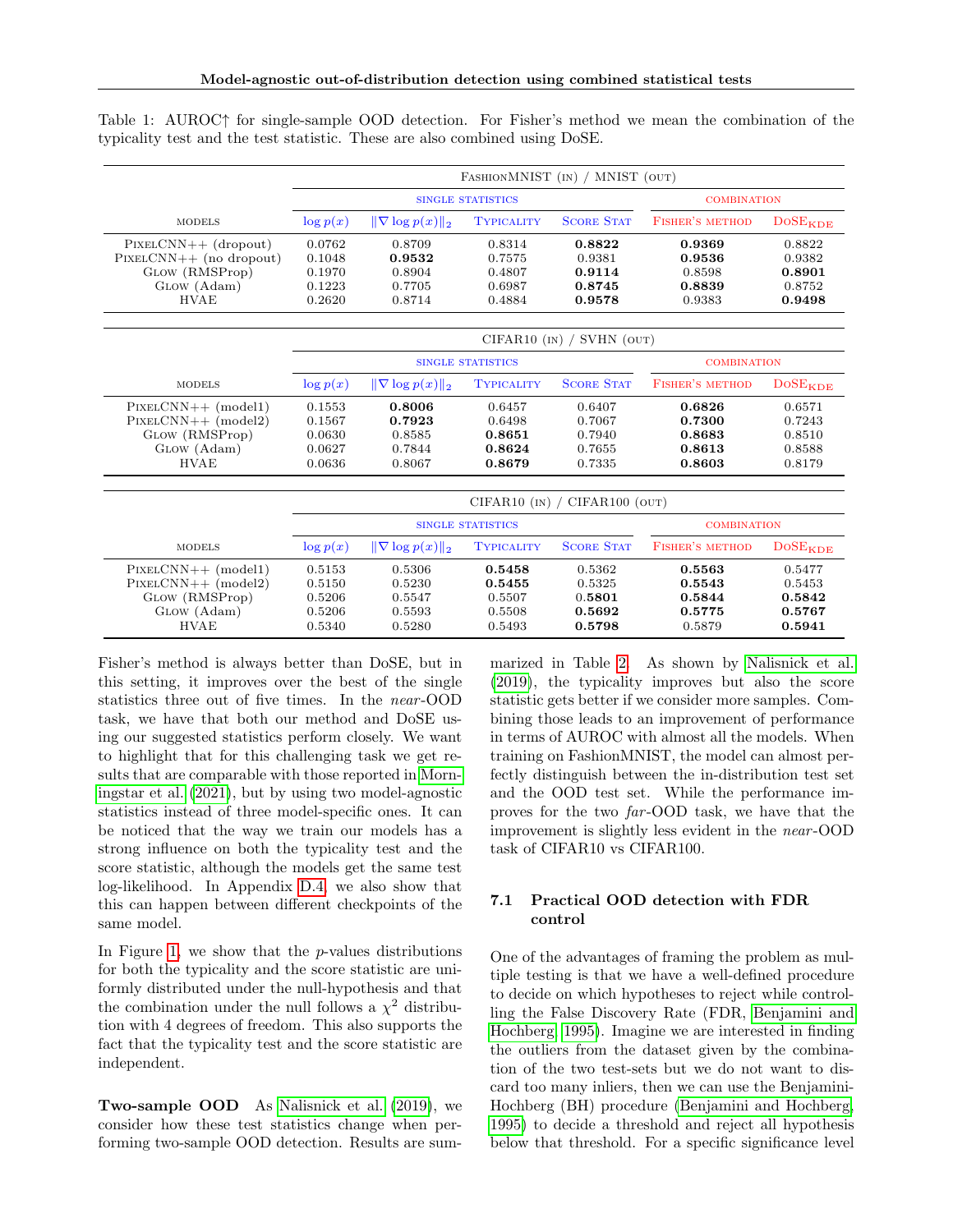Table 1: AUROC↑ for single-sample OOD detection. For Fisher's method we mean the combination of the typicality test and the test statistic. These are also combined using DoSE.

| | FashionMNIST (in) / MNIST (out) | | | | | |
|---|---|---|---|---|---|---|
| | single statistics | | | | combination | |
| models | $\log p(x)$ | $\lVert\nabla \log p(x)\rVert_2$ | Typicality | Score Stat | Fisher's method | DoSE$_{\text{KDE}}$ |
| PixelCNN++ (dropout) | 0.0762 | 0.8709 | 0.8314 | **0.8822** | **0.9369** | 0.8822 |
| PixelCNN++ (no dropout) | 0.1048 | **0.9532** | 0.7575 | 0.9381 | **0.9536** | 0.9382 |
| Glow (RMSProp) | 0.1970 | 0.8904 | 0.4807 | **0.9114** | 0.8598 | **0.8901** |
| Glow (Adam) | 0.1223 | 0.7705 | 0.6987 | **0.8745** | **0.8839** | 0.8752 |
| HVAE | 0.2620 | 0.8714 | 0.4884 | **0.9578** | 0.9383 | **0.9498** |

| | CIFAR10 (in) / SVHN (out) | | | | | |
|---|---|---|---|---|---|---|
| | single statistics | | | | combination | |
| models | $\log p(x)$ | $\lVert\nabla \log p(x)\rVert_2$ | Typicality | Score Stat | Fisher's method | DoSE$_{\text{KDE}}$ |
| PixelCNN++ (model1) | 0.1553 | **0.8006** | 0.6457 | 0.6407 | **0.6826** | 0.6571 |
| PixelCNN++ (model2) | 0.1567 | **0.7923** | 0.6498 | 0.7067 | **0.7300** | 0.7243 |
| Glow (RMSProp) | 0.0630 | 0.8585 | **0.8651** | 0.7940 | **0.8683** | 0.8510 |
| Glow (Adam) | 0.0627 | 0.7844 | **0.8624** | 0.7655 | **0.8613** | 0.8588 |
| HVAE | 0.0636 | 0.8067 | **0.8679** | 0.7335 | **0.8603** | 0.8179 |

| | CIFAR10 (in) / CIFAR100 (out) | | | | | |
|---|---|---|---|---|---|---|
| | single statistics | | | | combination | |
| models | $\log p(x)$ | $\lVert\nabla \log p(x)\rVert_2$ | Typicality | Score Stat | Fisher's method | DoSE$_{\text{KDE}}$ |
| PixelCNN++ (model1) | 0.5153 | 0.5306 | **0.5458** | 0.5362 | **0.5563** | 0.5477 |
| PixelCNN++ (model2) | 0.5150 | 0.5230 | **0.5455** | 0.5325 | **0.5543** | 0.5453 |
| Glow (RMSProp) | 0.5206 | 0.5547 | 0.5507 | **0.5801** | **0.5844** | **0.5842** |
| Glow (Adam) | 0.5206 | 0.5593 | 0.5508 | **0.5692** | **0.5775** | **0.5767** |
| HVAE | 0.5340 | 0.5280 | 0.5493 | **0.5798** | 0.5879 | **0.5941** |

Fisher's method is always better than DoSE, but in this setting, it improves over the best of the single statistics three out of five times. In the *near*-OOD task, we have that both our method and DoSE using our suggested statistics perform closely. We want to highlight that for this challenging task we get results that are comparable with those reported in Morningstar et al. (2021), but by using two model-agnostic statistics instead of three model-specific ones. It can be noticed that the way we train our models has a strong influence on both the typicality test and the score statistic, although the models get the same test log-likelihood. In Appendix D.4, we also show that this can happen between different checkpoints of the same model.

In Figure 1, we show that the $p$-values distributions for both the typicality and the score statistic are uniformly distributed under the null-hypothesis and that the combination under the null follows a $\chi^2$ distribution with 4 degrees of freedom. This also supports the fact that the typicality test and the score statistic are independent.

**Two-sample OOD** As Nalisnick et al. (2019), we consider how these test statistics change when performing two-sample OOD detection. Results are summarized in Table 2. As shown by Nalisnick et al. (2019), the typicality improves but also the score statistic gets better if we consider more samples. Combining those leads to an improvement of performance in terms of AUROC with almost all the models. When training on FashionMNIST, the model can almost perfectly distinguish between the in-distribution test set and the OOD test set. While the performance improves for the two *far*-OOD task, we have that the improvement is slightly less evident in the *near*-OOD task of CIFAR10 vs CIFAR100.

### 7.1 Practical OOD detection with FDR control

One of the advantages of framing the problem as multiple testing is that we have a well-defined procedure to decide on which hypotheses to reject while controlling the False Discovery Rate (FDR, Benjamini and Hochberg, 1995). Imagine we are interested in finding the outliers from the dataset given by the combination of the two test-sets but we do not want to discard too many inliers, then we can use the Benjamini-Hochberg (BH) procedure (Benjamini and Hochberg, 1995) to decide a threshold and reject all hypothesis below that threshold. For a specific significance level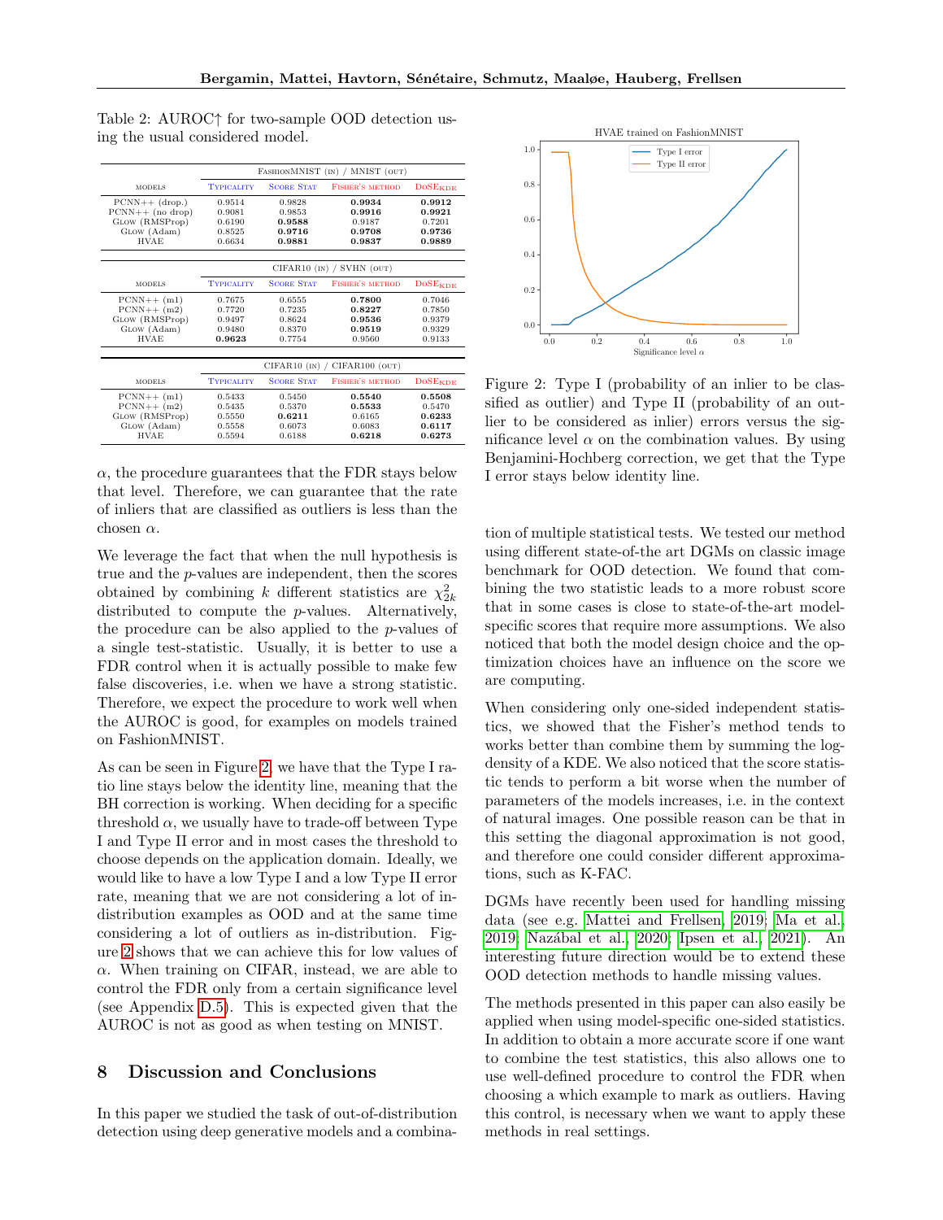Table 2: AUROC↑ for two-sample OOD detection using the usual considered model.

| models | Typicality | Score Stat | Fisher's method | DoSE$_{\text{KDE}}$ |
|---|---|---|---|---|
| | FashionMNIST (in) / MNIST (out) | | | |
| PCNN++ (drop.) | 0.9514 | 0.9828 | **0.9934** | **0.9912** |
| PCNN++ (no drop) | 0.9081 | 0.9853 | **0.9916** | **0.9921** |
| Glow (RMSProp) | 0.6190 | **0.9588** | 0.9187 | 0.7201 |
| Glow (Adam) | 0.8525 | **0.9716** | **0.9708** | **0.9736** |
| HVAE | 0.6634 | **0.9881** | **0.9837** | **0.9889** |
| | CIFAR10 (in) / SVHN (out) | | | |
| PCNN++ (m1) | 0.7675 | 0.6555 | **0.7800** | 0.7046 |
| PCNN++ (m2) | 0.7720 | 0.7235 | **0.8227** | 0.7850 |
| Glow (RMSProp) | 0.9497 | 0.8624 | **0.9536** | 0.9379 |
| Glow (Adam) | 0.9480 | 0.8370 | **0.9519** | 0.9329 |
| HVAE | **0.9623** | 0.7754 | 0.9560 | 0.9133 |
| | CIFAR10 (in) / CIFAR100 (out) | | | |
| PCNN++ (m1) | 0.5433 | 0.5450 | **0.5540** | **0.5508** |
| PCNN++ (m2) | 0.5435 | 0.5370 | **0.5533** | 0.5470 |
| Glow (RMSProp) | 0.5550 | **0.6211** | 0.6165 | **0.6233** |
| Glow (Adam) | 0.5558 | 0.6073 | 0.6083 | **0.6117** |
| HVAE | 0.5594 | 0.6188 | **0.6218** | **0.6273** |

$\alpha$, the procedure guarantees that the FDR stays below that level. Therefore, we can guarantee that the rate of inliers that are classified as outliers is less than the chosen $\alpha$.

We leverage the fact that when the null hypothesis is true and the $p$-values are independent, then the scores obtained by combining $k$ different statistics are $\chi^2_{2k}$ distributed to compute the $p$-values. Alternatively, the procedure can be also applied to the $p$-values of a single test-statistic. Usually, it is better to use a FDR control when it is actually possible to make few false discoveries, i.e. when we have a strong statistic. Therefore, we expect the procedure to work well when the AUROC is good, for examples on models trained on FashionMNIST.

As can be seen in Figure 2, we have that the Type I ratio line stays below the identity line, meaning that the BH correction is working. When deciding for a specific threshold $\alpha$, we usually have to trade-off between Type I and Type II error and in most cases the threshold to choose depends on the application domain. Ideally, we would like to have a low Type I and a low Type II error rate, meaning that we are not considering a lot of in-distribution examples as OOD and at the same time considering a lot of outliers as in-distribution. Figure 2 shows that we can achieve this for low values of $\alpha$. When training on CIFAR, instead, we are able to control the FDR only from a certain significance level (see Appendix D.5). This is expected given that the AUROC is not as good as when testing on MNIST.

Figure 2: Type I (probability of an inlier to be classified as outlier) and Type II (probability of an outlier to be considered as inlier) errors versus the significance level $\alpha$ on the combination values. By using Benjamini-Hochberg correction, we get that the Type I error stays below identity line.

## 8 Discussion and Conclusions

In this paper we studied the task of out-of-distribution detection using deep generative models and a combination of multiple statistical tests. We tested our method using different state-of-the art DGMs on classic image benchmark for OOD detection. We found that combining the two statistic leads to a more robust score that in some cases is close to state-of-the-art model-specific scores that require more assumptions. We also noticed that both the model design choice and the optimization choices have an influence on the score we are computing.

When considering only one-sided independent statistics, we showed that the Fisher's method tends to works better than combine them by summing the log-density of a KDE. We also noticed that the score statistic tends to perform a bit worse when the number of parameters of the models increases, i.e. in the context of natural images. One possible reason can be that in this setting the diagonal approximation is not good, and therefore one could consider different approximations, such as K-FAC.

DGMs have recently been used for handling missing data (see e.g. Mattei and Frellsen, 2019; Ma et al., 2019; Nazábal et al., 2020; Ipsen et al., 2021). An interesting future direction would be to extend these OOD detection methods to handle missing values.

The methods presented in this paper can also easily be applied when using model-specific one-sided statistics. In addition to obtain a more accurate score if one want to combine the test statistics, this also allows one to use well-defined procedure to control the FDR when choosing a which example to mark as outliers. Having this control, is necessary when we want to apply these methods in real settings.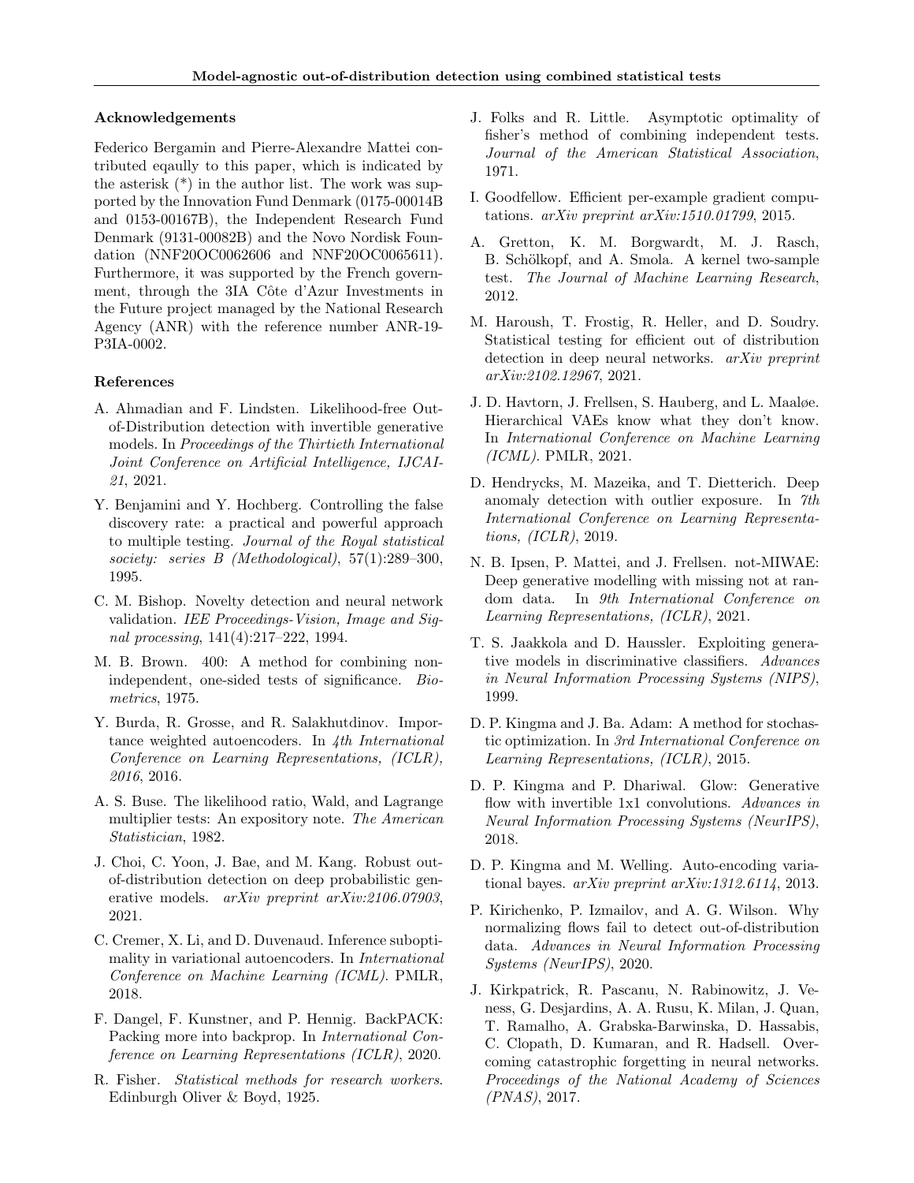### Acknowledgements

Federico Bergamin and Pierre-Alexandre Mattei contributed eqaully to this paper, which is indicated by the asterisk (*) in the author list. The work was supported by the Innovation Fund Denmark (0175-00014B and 0153-00167B), the Independent Research Fund Denmark (9131-00082B) and the Novo Nordisk Foundation (NNF20OC0062606 and NNF20OC0065611). Furthermore, it was supported by the French government, through the 3IA Côte d'Azur Investments in the Future project managed by the National Research Agency (ANR) with the reference number ANR-19-P3IA-0002.

### References

A. Ahmadian and F. Lindsten. Likelihood-free Out-of-Distribution detection with invertible generative models. In *Proceedings of the Thirtieth International Joint Conference on Artificial Intelligence, IJCAI-21*, 2021.

Y. Benjamini and Y. Hochberg. Controlling the false discovery rate: a practical and powerful approach to multiple testing. *Journal of the Royal statistical society: series B (Methodological)*, 57(1):289–300, 1995.

C. M. Bishop. Novelty detection and neural network validation. *IEE Proceedings-Vision, Image and Signal processing*, 141(4):217–222, 1994.

M. B. Brown. 400: A method for combining non-independent, one-sided tests of significance. *Biometrics*, 1975.

Y. Burda, R. Grosse, and R. Salakhutdinov. Importance weighted autoencoders. In *4th International Conference on Learning Representations, (ICLR), 2016*, 2016.

A. S. Buse. The likelihood ratio, Wald, and Lagrange multiplier tests: An expository note. *The American Statistician*, 1982.

J. Choi, C. Yoon, J. Bae, and M. Kang. Robust out-of-distribution detection on deep probabilistic generative models. *arXiv preprint arXiv:2106.07903*, 2021.

C. Cremer, X. Li, and D. Duvenaud. Inference suboptimality in variational autoencoders. In *International Conference on Machine Learning (ICML)*. PMLR, 2018.

F. Dangel, F. Kunstner, and P. Hennig. BackPACK: Packing more into backprop. In *International Conference on Learning Representations (ICLR)*, 2020.

R. Fisher. *Statistical methods for research workers*. Edinburgh Oliver & Boyd, 1925.

J. Folks and R. Little. Asymptotic optimality of fisher's method of combining independent tests. *Journal of the American Statistical Association*, 1971.

I. Goodfellow. Efficient per-example gradient computations. *arXiv preprint arXiv:1510.01799*, 2015.

A. Gretton, K. M. Borgwardt, M. J. Rasch, B. Schölkopf, and A. Smola. A kernel two-sample test. *The Journal of Machine Learning Research*, 2012.

M. Haroush, T. Frostig, R. Heller, and D. Soudry. Statistical testing for efficient out of distribution detection in deep neural networks. *arXiv preprint arXiv:2102.12967*, 2021.

J. D. Havtorn, J. Frellsen, S. Hauberg, and L. Maaløe. Hierarchical VAEs know what they don't know. In *International Conference on Machine Learning (ICML)*. PMLR, 2021.

D. Hendrycks, M. Mazeika, and T. Dietterich. Deep anomaly detection with outlier exposure. In *7th International Conference on Learning Representations, (ICLR)*, 2019.

N. B. Ipsen, P. Mattei, and J. Frellsen. not-MIWAE: Deep generative modelling with missing not at random data. In *9th International Conference on Learning Representations, (ICLR)*, 2021.

T. S. Jaakkola and D. Haussler. Exploiting generative models in discriminative classifiers. *Advances in Neural Information Processing Systems (NIPS)*, 1999.

D. P. Kingma and J. Ba. Adam: A method for stochastic optimization. In *3rd International Conference on Learning Representations, (ICLR)*, 2015.

D. P. Kingma and P. Dhariwal. Glow: Generative flow with invertible 1x1 convolutions. *Advances in Neural Information Processing Systems (NeurIPS)*, 2018.

D. P. Kingma and M. Welling. Auto-encoding variational bayes. *arXiv preprint arXiv:1312.6114*, 2013.

P. Kirichenko, P. Izmailov, and A. G. Wilson. Why normalizing flows fail to detect out-of-distribution data. *Advances in Neural Information Processing Systems (NeurIPS)*, 2020.

J. Kirkpatrick, R. Pascanu, N. Rabinowitz, J. Veness, G. Desjardins, A. A. Rusu, K. Milan, J. Quan, T. Ramalho, A. Grabska-Barwinska, D. Hassabis, C. Clopath, D. Kumaran, and R. Hadsell. Overcoming catastrophic forgetting in neural networks. *Proceedings of the National Academy of Sciences (PNAS)*, 2017.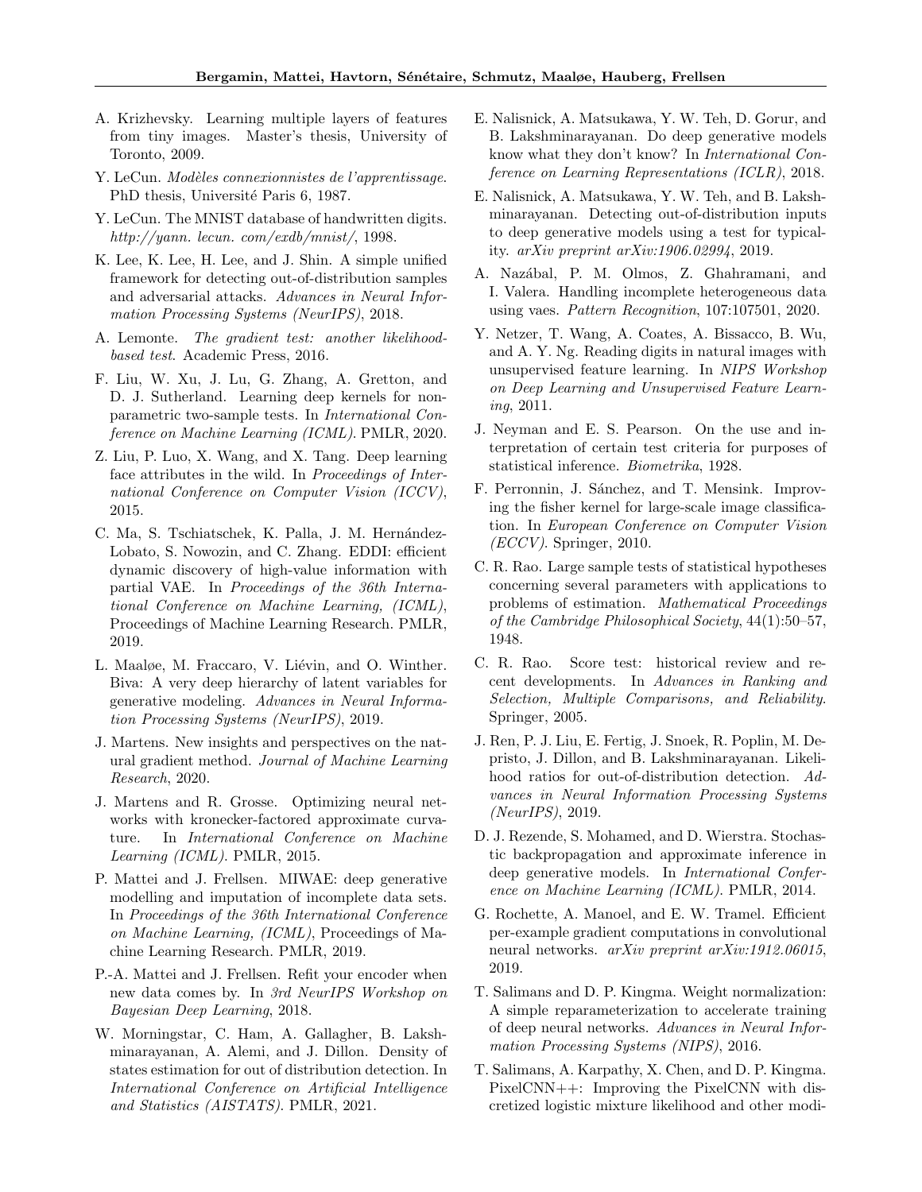A. Krizhevsky. Learning multiple layers of features from tiny images. Master's thesis, University of Toronto, 2009.

Y. LeCun. *Modèles connexionnistes de l'apprentissage*. PhD thesis, Université Paris 6, 1987.

Y. LeCun. The MNIST database of handwritten digits. *http://yann. lecun. com/exdb/mnist/*, 1998.

K. Lee, K. Lee, H. Lee, and J. Shin. A simple unified framework for detecting out-of-distribution samples and adversarial attacks. *Advances in Neural Information Processing Systems (NeurIPS)*, 2018.

A. Lemonte. *The gradient test: another likelihood-based test*. Academic Press, 2016.

F. Liu, W. Xu, J. Lu, G. Zhang, A. Gretton, and D. J. Sutherland. Learning deep kernels for non-parametric two-sample tests. In *International Conference on Machine Learning (ICML)*. PMLR, 2020.

Z. Liu, P. Luo, X. Wang, and X. Tang. Deep learning face attributes in the wild. In *Proceedings of International Conference on Computer Vision (ICCV)*, 2015.

C. Ma, S. Tschiatschek, K. Palla, J. M. Hernández-Lobato, S. Nowozin, and C. Zhang. EDDI: efficient dynamic discovery of high-value information with partial VAE. In *Proceedings of the 36th International Conference on Machine Learning, (ICML)*, Proceedings of Machine Learning Research. PMLR, 2019.

L. Maaløe, M. Fraccaro, V. Liévin, and O. Winther. Biva: A very deep hierarchy of latent variables for generative modeling. *Advances in Neural Information Processing Systems (NeurIPS)*, 2019.

J. Martens. New insights and perspectives on the natural gradient method. *Journal of Machine Learning Research*, 2020.

J. Martens and R. Grosse. Optimizing neural networks with kronecker-factored approximate curvature. In *International Conference on Machine Learning (ICML)*. PMLR, 2015.

P. Mattei and J. Frellsen. MIWAE: deep generative modelling and imputation of incomplete data sets. In *Proceedings of the 36th International Conference on Machine Learning, (ICML)*, Proceedings of Machine Learning Research. PMLR, 2019.

P.-A. Mattei and J. Frellsen. Refit your encoder when new data comes by. In *3rd NeurIPS Workshop on Bayesian Deep Learning*, 2018.

W. Morningstar, C. Ham, A. Gallagher, B. Lakshminarayanan, A. Alemi, and J. Dillon. Density of states estimation for out of distribution detection. In *International Conference on Artificial Intelligence and Statistics (AISTATS)*. PMLR, 2021.

E. Nalisnick, A. Matsukawa, Y. W. Teh, D. Gorur, and B. Lakshminarayanan. Do deep generative models know what they don't know? In *International Conference on Learning Representations (ICLR)*, 2018.

E. Nalisnick, A. Matsukawa, Y. W. Teh, and B. Lakshminarayanan. Detecting out-of-distribution inputs to deep generative models using a test for typicality. *arXiv preprint arXiv:1906.02994*, 2019.

A. Nazábal, P. M. Olmos, Z. Ghahramani, and I. Valera. Handling incomplete heterogeneous data using vaes. *Pattern Recognition*, 107:107501, 2020.

Y. Netzer, T. Wang, A. Coates, A. Bissacco, B. Wu, and A. Y. Ng. Reading digits in natural images with unsupervised feature learning. In *NIPS Workshop on Deep Learning and Unsupervised Feature Learning*, 2011.

J. Neyman and E. S. Pearson. On the use and interpretation of certain test criteria for purposes of statistical inference. *Biometrika*, 1928.

F. Perronnin, J. Sánchez, and T. Mensink. Improving the fisher kernel for large-scale image classification. In *European Conference on Computer Vision (ECCV)*. Springer, 2010.

C. R. Rao. Large sample tests of statistical hypotheses concerning several parameters with applications to problems of estimation. *Mathematical Proceedings of the Cambridge Philosophical Society*, 44(1):50–57, 1948.

C. R. Rao. Score test: historical review and recent developments. In *Advances in Ranking and Selection, Multiple Comparisons, and Reliability*. Springer, 2005.

J. Ren, P. J. Liu, E. Fertig, J. Snoek, R. Poplin, M. Depristo, J. Dillon, and B. Lakshminarayanan. Likelihood ratios for out-of-distribution detection. *Advances in Neural Information Processing Systems (NeurIPS)*, 2019.

D. J. Rezende, S. Mohamed, and D. Wierstra. Stochastic backpropagation and approximate inference in deep generative models. In *International Conference on Machine Learning (ICML)*. PMLR, 2014.

G. Rochette, A. Manoel, and E. W. Tramel. Efficient per-example gradient computations in convolutional neural networks. *arXiv preprint arXiv:1912.06015*, 2019.

T. Salimans and D. P. Kingma. Weight normalization: A simple reparameterization to accelerate training of deep neural networks. *Advances in Neural Information Processing Systems (NIPS)*, 2016.

T. Salimans, A. Karpathy, X. Chen, and D. P. Kingma. PixelCNN++: Improving the PixelCNN with discretized logistic mixture likelihood and other modi-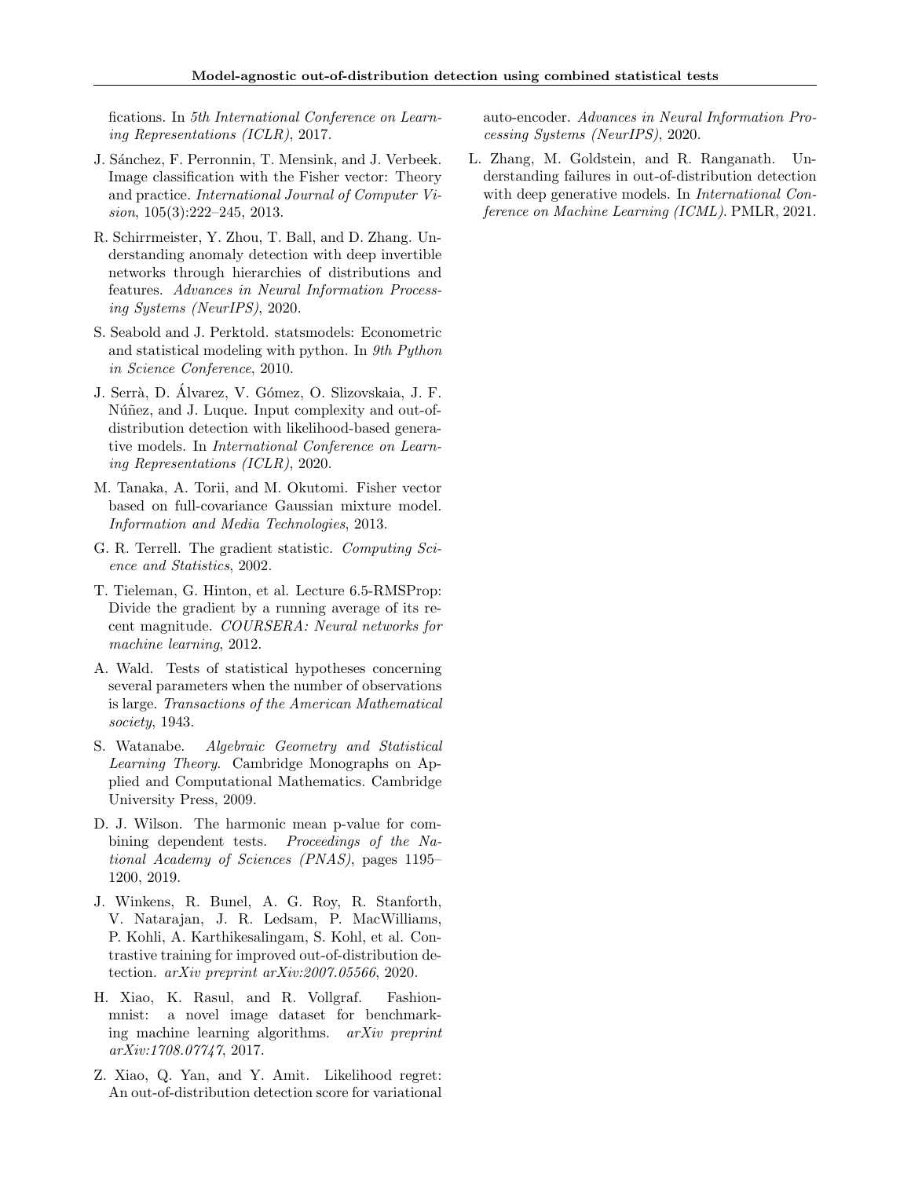fications. In *5th International Conference on Learning Representations (ICLR)*, 2017.

J. Sánchez, F. Perronnin, T. Mensink, and J. Verbeek. Image classification with the Fisher vector: Theory and practice. *International Journal of Computer Vision*, 105(3):222–245, 2013.

R. Schirrmeister, Y. Zhou, T. Ball, and D. Zhang. Understanding anomaly detection with deep invertible networks through hierarchies of distributions and features. *Advances in Neural Information Processing Systems (NeurIPS)*, 2020.

S. Seabold and J. Perktold. statsmodels: Econometric and statistical modeling with python. In *9th Python in Science Conference*, 2010.

J. Serrà, D. Álvarez, V. Gómez, O. Slizovskaia, J. F. Núñez, and J. Luque. Input complexity and out-of-distribution detection with likelihood-based generative models. In *International Conference on Learning Representations (ICLR)*, 2020.

M. Tanaka, A. Torii, and M. Okutomi. Fisher vector based on full-covariance Gaussian mixture model. *Information and Media Technologies*, 2013.

G. R. Terrell. The gradient statistic. *Computing Science and Statistics*, 2002.

T. Tieleman, G. Hinton, et al. Lecture 6.5-RMSProp: Divide the gradient by a running average of its recent magnitude. *COURSERA: Neural networks for machine learning*, 2012.

A. Wald. Tests of statistical hypotheses concerning several parameters when the number of observations is large. *Transactions of the American Mathematical society*, 1943.

S. Watanabe. *Algebraic Geometry and Statistical Learning Theory*. Cambridge Monographs on Applied and Computational Mathematics. Cambridge University Press, 2009.

D. J. Wilson. The harmonic mean p-value for combining dependent tests. *Proceedings of the National Academy of Sciences (PNAS)*, pages 1195–1200, 2019.

J. Winkens, R. Bunel, A. G. Roy, R. Stanforth, V. Natarajan, J. R. Ledsam, P. MacWilliams, P. Kohli, A. Karthikesalingam, S. Kohl, et al. Contrastive training for improved out-of-distribution detection. *arXiv preprint arXiv:2007.05566*, 2020.

H. Xiao, K. Rasul, and R. Vollgraf. Fashion-mnist: a novel image dataset for benchmarking machine learning algorithms. *arXiv preprint arXiv:1708.07747*, 2017.

Z. Xiao, Q. Yan, and Y. Amit. Likelihood regret: An out-of-distribution detection score for variational auto-encoder. *Advances in Neural Information Processing Systems (NeurIPS)*, 2020.

L. Zhang, M. Goldstein, and R. Ranganath. Understanding failures in out-of-distribution detection with deep generative models. In *International Conference on Machine Learning (ICML)*. PMLR, 2021.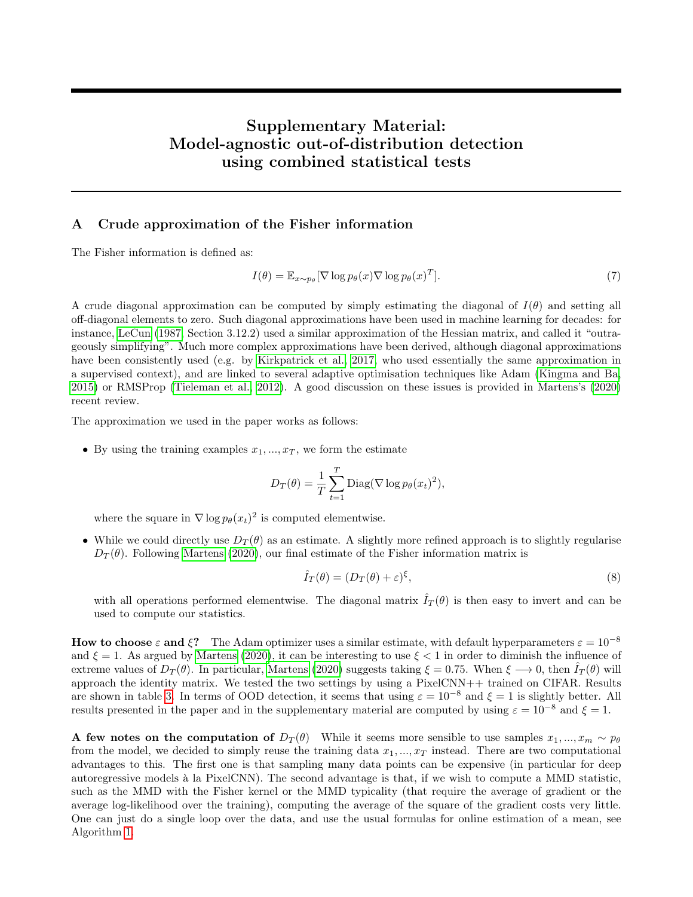# Supplementary Material: Model-agnostic out-of-distribution detection using combined statistical tests

## A Crude approximation of the Fisher information

The Fisher information is defined as:

$$I(\theta) = \mathbb{E}_{x \sim p_\theta}[\nabla \log p_\theta(x) \nabla \log p_\theta(x)^T]. \tag{7}$$

A crude diagonal approximation can be computed by simply estimating the diagonal of $I(\theta)$ and setting all off-diagonal elements to zero. Such diagonal approximations have been used in machine learning for decades: for instance, LeCun (1987, Section 3.12.2) used a similar approximation of the Hessian matrix, and called it "outrageously simplifying". Much more complex approximations have been derived, although diagonal approximations have been consistently used (e.g. by Kirkpatrick et al., 2017, who used essentially the same approximation in a supervised context), and are linked to several adaptive optimisation techniques like Adam (Kingma and Ba, 2015) or RMSProp (Tieleman et al., 2012). A good discussion on these issues is provided in Martens's (2020) recent review.

The approximation we used in the paper works as follows:

- By using the training examples $x_1, ..., x_T$, we form the estimate

$$D_T(\theta) = \frac{1}{T} \sum_{t=1}^{T} \text{Diag}(\nabla \log p_\theta(x_t)^2),$$

where the square in $\nabla \log p_\theta(x_t)^2$ is computed elementwise.

- While we could directly use $D_T(\theta)$ as an estimate. A slightly more refined approach is to slightly regularise $D_T(\theta)$. Following Martens (2020), our final estimate of the Fisher information matrix is

$$\hat{I}_T(\theta) = (D_T(\theta) + \varepsilon)^\xi, \tag{8}$$

with all operations performed elementwise. The diagonal matrix $\hat{I}_T(\theta)$ is then easy to invert and can be used to compute our statistics.

**How to choose $\varepsilon$ and $\xi$?** The Adam optimizer uses a similar estimate, with default hyperparameters $\varepsilon = 10^{-8}$ and $\xi = 1$. As argued by Martens (2020), it can be interesting to use $\xi < 1$ in order to diminish the influence of extreme values of $D_T(\theta)$. In particular, Martens (2020) suggests taking $\xi = 0.75$. When $\xi \longrightarrow 0$, then $\hat{I}_T(\theta)$ will approach the identity matrix. We tested the two settings by using a PixelCNN++ trained on CIFAR. Results are shown in table 3. In terms of OOD detection, it seems that using $\varepsilon = 10^{-8}$ and $\xi = 1$ is slightly better. All results presented in the paper and in the supplementary material are computed by using $\varepsilon = 10^{-8}$ and $\xi = 1$.

**A few notes on the computation of $D_T(\theta)$** While it seems more sensible to use samples $x_1, ..., x_m \sim p_\theta$ from the model, we decided to simply reuse the training data $x_1, ..., x_T$ instead. There are two computational advantages to this. The first one is that sampling many data points can be expensive (in particular for deep autoregressive models à la PixelCNN). The second advantage is that, if we wish to compute a MMD statistic, such as the MMD with the Fisher kernel or the MMD typicality (that require the average of gradient or the average log-likelihood over the training), computing the average of the square of the gradient costs very little. One can just do a single loop over the data, and use the usual formulas for online estimation of a mean, see Algorithm 1.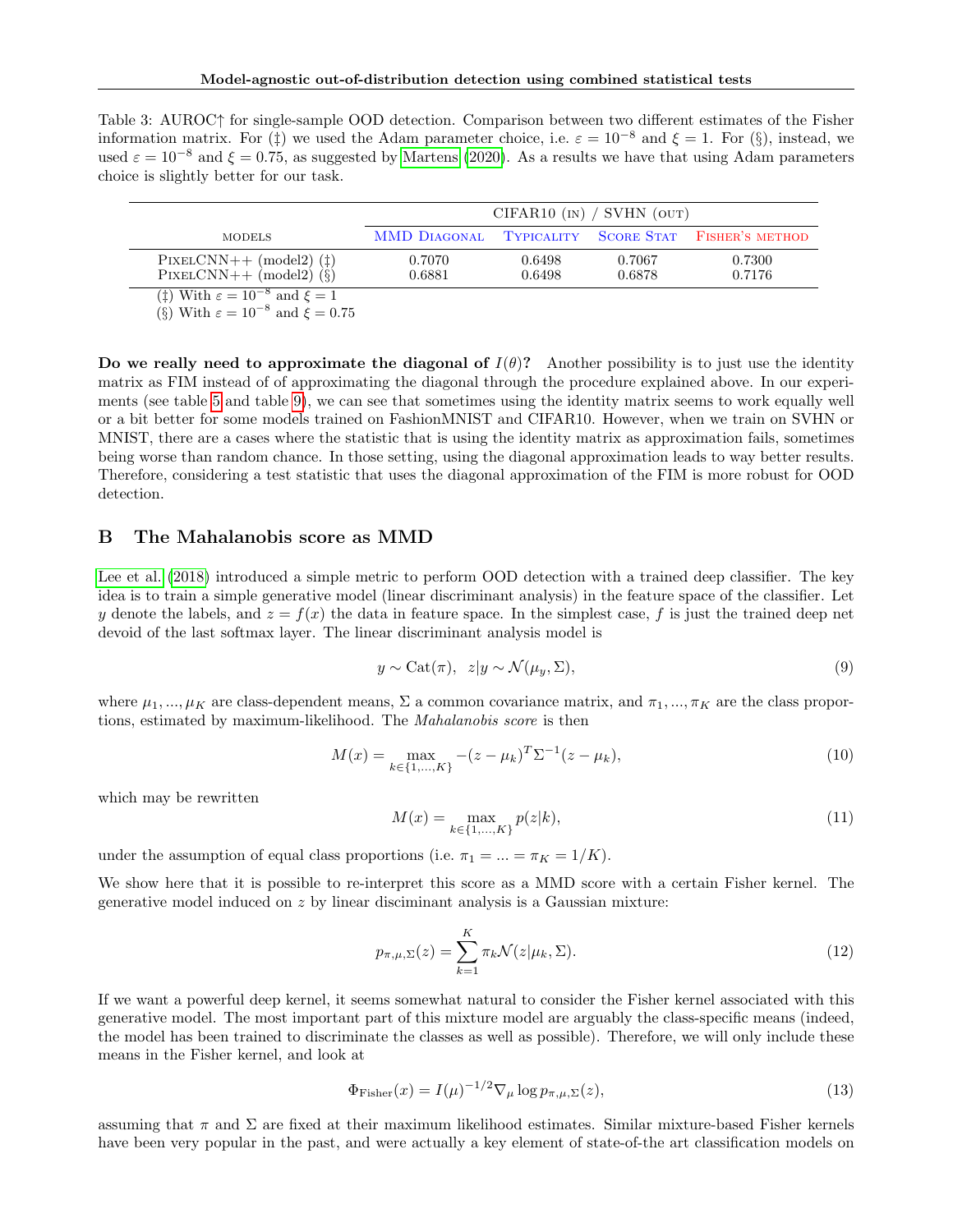Table 3: AUROC↑ for single-sample OOD detection. Comparison between two different estimates of the Fisher information matrix. For (‡) we used the Adam parameter choice, i.e. $\varepsilon = 10^{-8}$ and $\xi = 1$. For (§), instead, we used $\varepsilon = 10^{-8}$ and $\xi = 0.75$, as suggested by Martens (2020). As a results we have that using Adam parameters choice is slightly better for our task.

| | CIFAR10 (IN) / SVHN (OUT) | | | |
|---|---|---|---|---|
| MODELS | MMD DIAGONAL | TYPICALITY | SCORE STAT | FISHER'S METHOD |
| PIXELCNN++ (model2) (‡) | 0.7070 | 0.6498 | 0.7067 | 0.7300 |
| PIXELCNN++ (model2) (§) | 0.6881 | 0.6498 | 0.6878 | 0.7176 |

(‡) With $\varepsilon = 10^{-8}$ and $\xi = 1$
(§) With $\varepsilon = 10^{-8}$ and $\xi = 0.75$

**Do we really need to approximate the diagonal of $I(\theta)$?** Another possibility is to just use the identity matrix as FIM instead of of approximating the diagonal through the procedure explained above. In our experiments (see table 5 and table 9), we can see that sometimes using the identity matrix seems to work equally well or a bit better for some models trained on FashionMNIST and CIFAR10. However, when we train on SVHN or MNIST, there are a cases where the statistic that is using the identity matrix as approximation fails, sometimes being worse than random chance. In those setting, using the diagonal approximation leads to way better results. Therefore, considering a test statistic that uses the diagonal approximation of the FIM is more robust for OOD detection.

## B The Mahalanobis score as MMD

Lee et al. (2018) introduced a simple metric to perform OOD detection with a trained deep classifier. The key idea is to train a simple generative model (linear discriminant analysis) in the feature space of the classifier. Let $y$ denote the labels, and $z = f(x)$ the data in feature space. In the simplest case, $f$ is just the trained deep net devoid of the last softmax layer. The linear discriminant analysis model is

$$y \sim \text{Cat}(\pi), \;\; z|y \sim \mathcal{N}(\mu_y, \Sigma), \tag{9}$$

where $\mu_1, ..., \mu_K$ are class-dependent means, $\Sigma$ a common covariance matrix, and $\pi_1, ..., \pi_K$ are the class proportions, estimated by maximum-likelihood. The *Mahalanobis score* is then

$$M(x) = \max_{k \in \{1,...,K\}} -(z - \mu_k)^T \Sigma^{-1}(z - \mu_k), \tag{10}$$

which may be rewritten

$$M(x) = \max_{k \in \{1,...,K\}} p(z|k), \tag{11}$$

under the assumption of equal class proportions (i.e. $\pi_1 = ... = \pi_K = 1/K$).

We show here that it is possible to re-interpret this score as a MMD score with a certain Fisher kernel. The generative model induced on $z$ by linear disciminant analysis is a Gaussian mixture:

$$p_{\pi,\mu,\Sigma}(z) = \sum_{k=1}^{K} \pi_k \mathcal{N}(z|\mu_k, \Sigma). \tag{12}$$

If we want a powerful deep kernel, it seems somewhat natural to consider the Fisher kernel associated with this generative model. The most important part of this mixture model are arguably the class-specific means (indeed, the model has been trained to discriminate the classes as well as possible). Therefore, we will only include these means in the Fisher kernel, and look at

$$\Phi_{\text{Fisher}}(x) = I(\mu)^{-1/2} \nabla_\mu \log p_{\pi,\mu,\Sigma}(z), \tag{13}$$

assuming that $\pi$ and $\Sigma$ are fixed at their maximum likelihood estimates. Similar mixture-based Fisher kernels have been very popular in the past, and were actually a key element of state-of-the art classification models on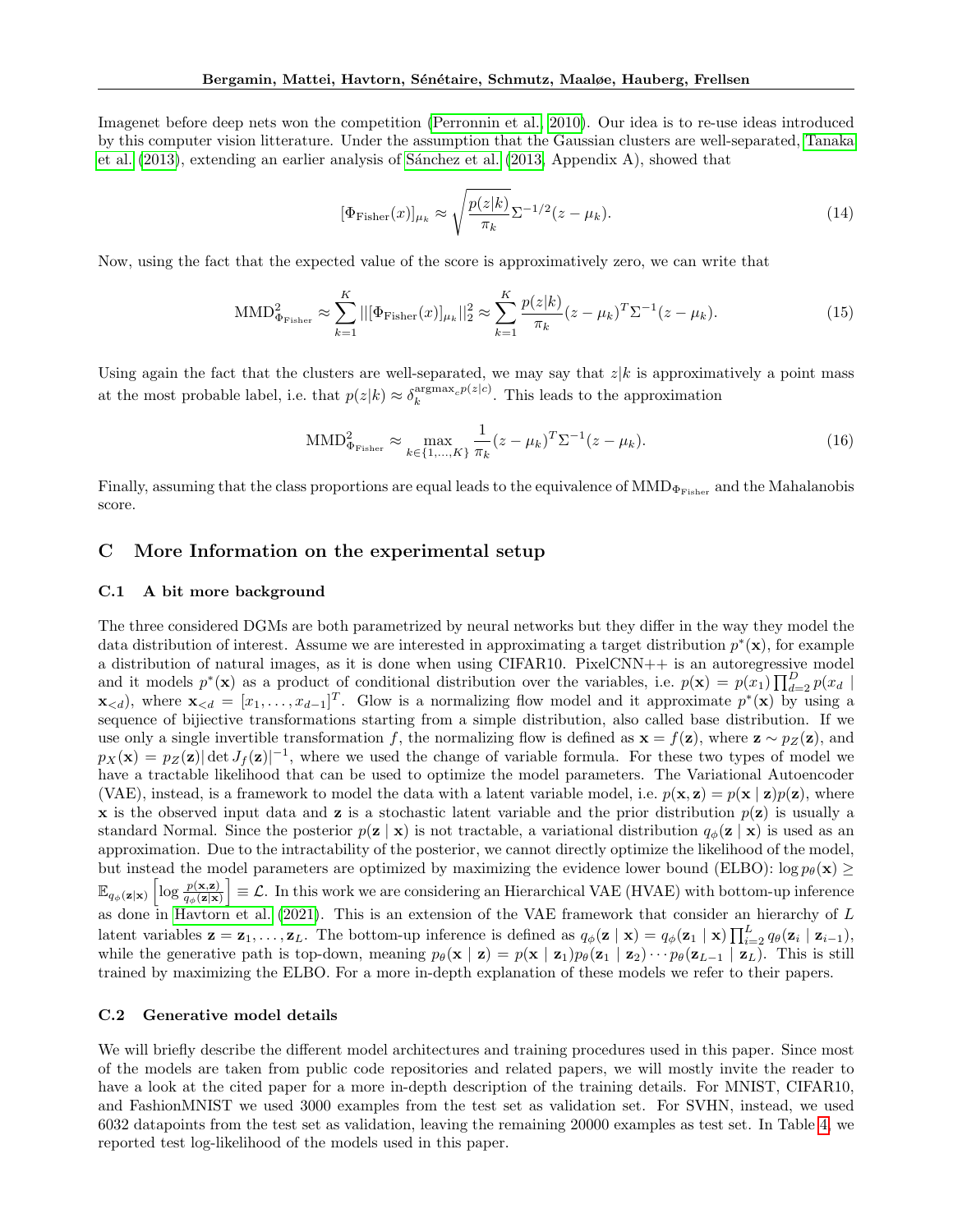Imagenet before deep nets won the competition (Perronnin et al., 2010). Our idea is to re-use ideas introduced by this computer vision litterature. Under the assumption that the Gaussian clusters are well-separated, Tanaka et al. (2013), extending an earlier analysis of Sánchez et al. (2013, Appendix A), showed that

$$[\Phi_{\text{Fisher}}(x)]_{\mu_k} \approx \sqrt{\frac{p(z|k)}{\pi_k}} \Sigma^{-1/2}(z - \mu_k). \tag{14}$$

Now, using the fact that the expected value of the score is approximatively zero, we can write that

$$\text{MMD}^2_{\Phi_{\text{Fisher}}} \approx \sum_{k=1}^{K} ||[\Phi_{\text{Fisher}}(x)]_{\mu_k}||_2^2 \approx \sum_{k=1}^{K} \frac{p(z|k)}{\pi_k}(z - \mu_k)^T \Sigma^{-1}(z - \mu_k). \tag{15}$$

Using again the fact that the clusters are well-separated, we may say that $z|k$ is approximatively a point mass at the most probable label, i.e. that $p(z|k) \approx \delta_k^{\text{argmax}_c p(z|c)}$. This leads to the approximation

$$\text{MMD}^2_{\Phi_{\text{Fisher}}} \approx \max_{k \in \{1,\dots,K\}} \frac{1}{\pi_k}(z - \mu_k)^T \Sigma^{-1}(z - \mu_k). \tag{16}$$

Finally, assuming that the class proportions are equal leads to the equivalence of $\text{MMD}_{\Phi_{\text{Fisher}}}$ and the Mahalanobis score.

# C More Information on the experimental setup

## C.1 A bit more background

The three considered DGMs are both parametrized by neural networks but they differ in the way they model the data distribution of interest. Assume we are interested in approximating a target distribution $p^*(\mathbf{x})$, for example a distribution of natural images, as it is done when using CIFAR10. PixelCNN++ is an autoregressive model and it models $p^*(\mathbf{x})$ as a product of conditional distribution over the variables, i.e. $p(\mathbf{x}) = p(x_1)\prod_{d=2}^{D} p(x_d \mid \mathbf{x}_{<d})$, where $\mathbf{x}_{<d} = [x_1, \dots, x_{d-1}]^T$. Glow is a normalizing flow model and it approximate $p^*(\mathbf{x})$ by using a sequence of bijective transformations starting from a simple distribution, also called base distribution. If we use only a single invertible transformation $f$, the normalizing flow is defined as $\mathbf{x} = f(\mathbf{z})$, where $\mathbf{z} \sim p_Z(\mathbf{z})$, and $p_X(\mathbf{x}) = p_Z(\mathbf{z})|\det J_f(\mathbf{z})|^{-1}$, where we used the change of variable formula. For these two types of model we have a tractable likelihood that can be used to optimize the model parameters. The Variational Autoencoder (VAE), instead, is a framework to model the data with a latent variable model, i.e. $p(\mathbf{x}, \mathbf{z}) = p(\mathbf{x} \mid \mathbf{z})p(\mathbf{z})$, where $\mathbf{x}$ is the observed input data and $\mathbf{z}$ is a stochastic latent variable and the prior distribution $p(\mathbf{z})$ is usually a standard Normal. Since the posterior $p(\mathbf{z} \mid \mathbf{x})$ is not tractable, a variational distribution $q_\phi(\mathbf{z} \mid \mathbf{x})$ is used as an approximation. Due to the intractability of the posterior, we cannot directly optimize the likelihood of the model, but instead the model parameters are optimized by maximizing the evidence lower bound (ELBO): $\log p_\theta(\mathbf{x}) \geq \mathbb{E}_{q_\phi(\mathbf{z}|\mathbf{x})}\left[\log \frac{p(\mathbf{x},\mathbf{z})}{q_\phi(\mathbf{z}|\mathbf{x})}\right] \equiv \mathcal{L}$. In this work we are considering an Hierarchical VAE (HVAE) with bottom-up inference as done in Havtorn et al. (2021). This is an extension of the VAE framework that consider an hierarchy of $L$ latent variables $\mathbf{z} = \mathbf{z}_1, \dots, \mathbf{z}_L$. The bottom-up inference is defined as $q_\phi(\mathbf{z} \mid \mathbf{x}) = q_\phi(\mathbf{z}_1 \mid \mathbf{x})\prod_{i=2}^{L} q_\theta(\mathbf{z}_i \mid \mathbf{z}_{i-1})$, while the generative path is top-down, meaning $p_\theta(\mathbf{x} \mid \mathbf{z}) = p(\mathbf{x} \mid \mathbf{z}_1)p_\theta(\mathbf{z}_1 \mid \mathbf{z}_2)\cdots p_\theta(\mathbf{z}_{L-1} \mid \mathbf{z}_L)$. This is still trained by maximizing the ELBO. For a more in-depth explanation of these models we refer to their papers.

## C.2 Generative model details

We will briefly describe the different model architectures and training procedures used in this paper. Since most of the models are taken from public code repositories and related papers, we will mostly invite the reader to have a look at the cited paper for a more in-depth description of the training details. For MNIST, CIFAR10, and FashionMNIST we used 3000 examples from the test set as validation set. For SVHN, instead, we used 6032 datapoints from the test set as validation, leaving the remaining 20000 examples as test set. In Table 4, we reported test log-likelihood of the models used in this paper.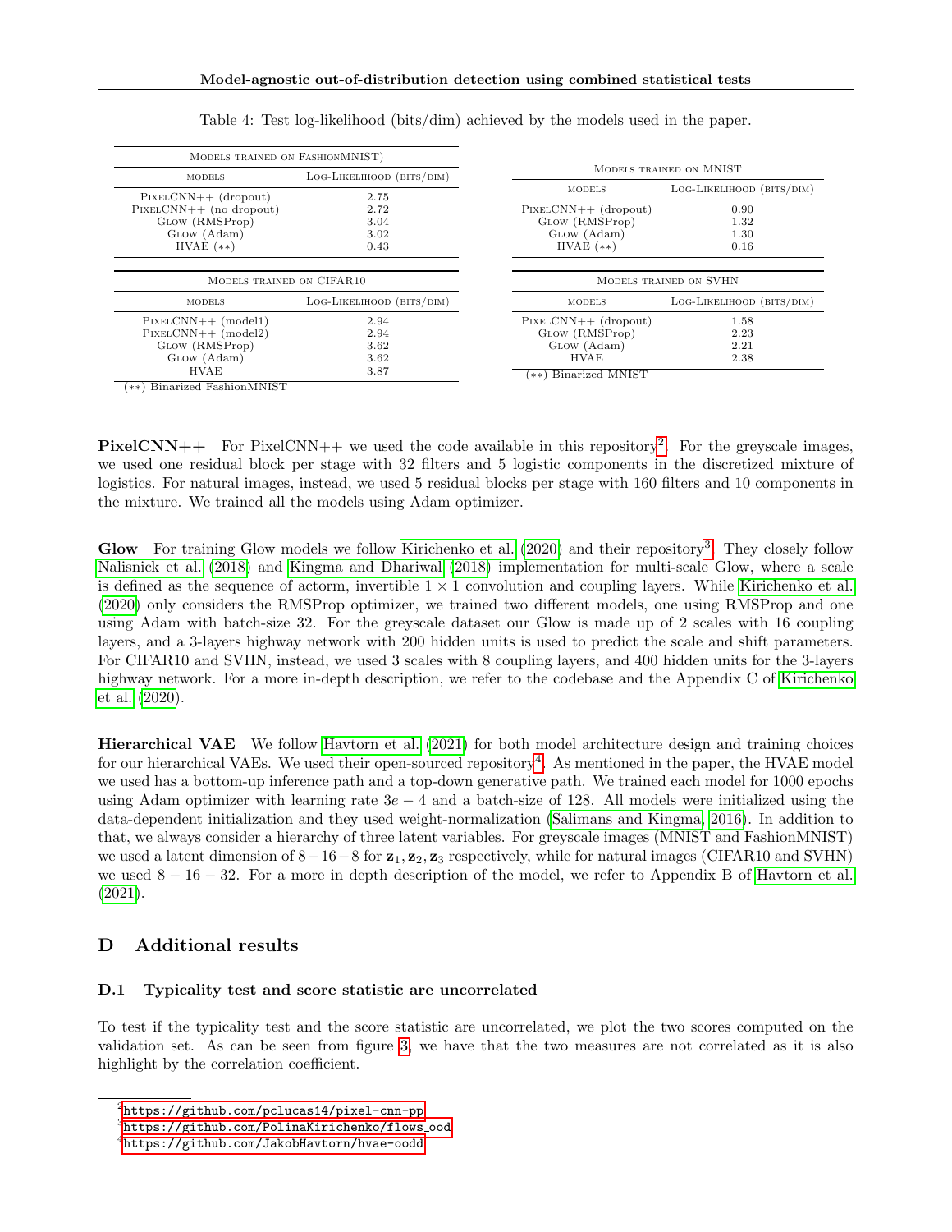Table 4: Test log-likelihood (bits/dim) achieved by the models used in the paper.

| Models trained on FashionMNIST) | |
|---|---|
| models | Log-Likelihood (bits/dim) |
| PixelCNN++ (dropout) | 2.75 |
| PixelCNN++ (no dropout) | 2.72 |
| Glow (RMSProp) | 3.04 |
| Glow (Adam) | 3.02 |
| HVAE (**) | 0.43 |

| Models trained on CIFAR10 | |
|---|---|
| models | Log-Likelihood (bits/dim) |
| PixelCNN++ (model1) | 2.94 |
| PixelCNN++ (model2) | 2.94 |
| Glow (RMSProp) | 3.62 |
| Glow (Adam) | 3.62 |
| HVAE | 3.87 |

(**) Binarized FashionMNIST

| Models trained on MNIST | |
|---|---|
| models | Log-Likelihood (bits/dim) |
| PixelCNN++ (dropout) | 0.90 |
| Glow (RMSProp) | 1.32 |
| Glow (Adam) | 1.30 |
| HVAE (**) | 0.16 |

| Models trained on SVHN | |
|---|---|
| models | Log-Likelihood (bits/dim) |
| PixelCNN++ (dropout) | 1.58 |
| Glow (RMSProp) | 2.23 |
| Glow (Adam) | 2.21 |
| HVAE | 2.38 |

(**) Binarized MNIST

**PixelCNN++** For PixelCNN++ we used the code available in this repository[2]. For the greyscale images, we used one residual block per stage with 32 filters and 5 logistic components in the discretized mixture of logistics. For natural images, instead, we used 5 residual blocks per stage with 160 filters and 10 components in the mixture. We trained all the models using Adam optimizer.

**Glow** For training Glow models we follow Kirichenko et al. (2020) and their repository[3]. They closely follow Nalisnick et al. (2018) and Kingma and Dhariwal (2018) implementation for multi-scale Glow, where a scale is defined as the sequence of actorm, invertible $1 \times 1$ convolution and coupling layers. While Kirichenko et al. (2020) only considers the RMSProp optimizer, we trained two different models, one using RMSProp and one using Adam with batch-size 32. For the greyscale dataset our Glow is made up of 2 scales with 16 coupling layers, and a 3-layers highway network with 200 hidden units is used to predict the scale and shift parameters. For CIFAR10 and SVHN, instead, we used 3 scales with 8 coupling layers, and 400 hidden units for the 3-layers highway network. For a more in-depth description, we refer to the codebase and the Appendix C of Kirichenko et al. (2020).

**Hierarchical VAE** We follow Havtorn et al. (2021) for both model architecture design and training choices for our hierarchical VAEs. We used their open-sourced repository[4]. As mentioned in the paper, the HVAE model we used has a bottom-up inference path and a top-down generative path. We trained each model for 1000 epochs using Adam optimizer with learning rate $3e-4$ and a batch-size of 128. All models were initialized using the data-dependent initialization and they used weight-normalization (Salimans and Kingma, 2016). In addition to that, we always consider a hierarchy of three latent variables. For greyscale images (MNIST and FashionMNIST) we used a latent dimension of $8-16-8$ for $\mathbf{z}_1, \mathbf{z}_2, \mathbf{z}_3$ respectively, while for natural images (CIFAR10 and SVHN) we used $8-16-32$. For a more in depth description of the model, we refer to Appendix B of Havtorn et al. (2021).

## D Additional results

### D.1 Typicality test and score statistic are uncorrelated

To test if the typicality test and the score statistic are uncorrelated, we plot the two scores computed on the validation set. As can be seen from figure 3, we have that the two measures are not correlated as it is also highlight by the correlation coefficient.

[2] https://github.com/pclucas14/pixel-cnn-pp

[3] https://github.com/PolinaKirichenko/flows_ood

[4] https://github.com/JakobHavtorn/hvae-oodd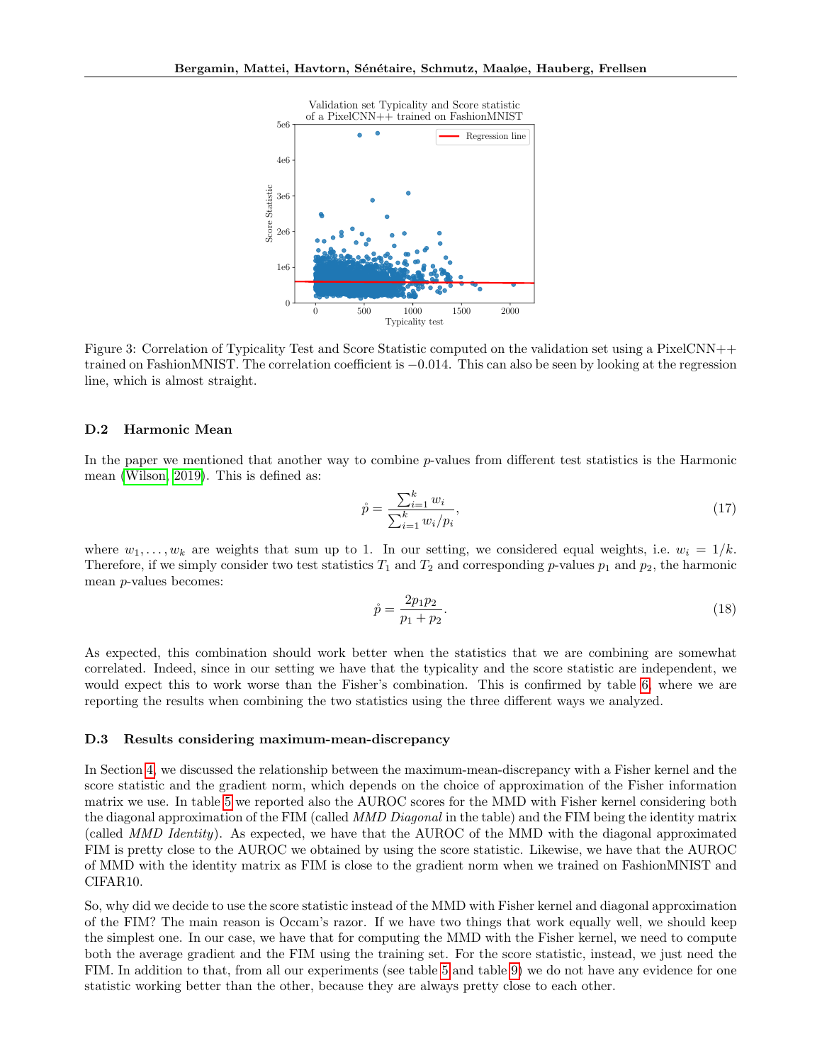Figure 3: Correlation of Typicality Test and Score Statistic computed on the validation set using a PixelCNN++ trained on FashionMNIST. The correlation coefficient is −0.014. This can also be seen by looking at the regression line, which is almost straight.

### D.2 Harmonic Mean

In the paper we mentioned that another way to combine $p$-values from different test statistics is the Harmonic mean (Wilson, 2019). This is defined as:

$$\mathring{p} = \frac{\sum_{i=1}^{k} w_i}{\sum_{i=1}^{k} w_i/p_i}, \tag{17}$$

where $w_1, \ldots, w_k$ are weights that sum up to 1. In our setting, we considered equal weights, i.e. $w_i = 1/k$. Therefore, if we simply consider two test statistics $T_1$ and $T_2$ and corresponding $p$-values $p_1$ and $p_2$, the harmonic mean $p$-values becomes:

$$\mathring{p} = \frac{2p_1p_2}{p_1 + p_2}. \tag{18}$$

As expected, this combination should work better when the statistics that we are combining are somewhat correlated. Indeed, since in our setting we have that the typicality and the score statistic are independent, we would expect this to work worse than the Fisher's combination. This is confirmed by table 6, where we are reporting the results when combining the two statistics using the three different ways we analyzed.

### D.3 Results considering maximum-mean-discrepancy

In Section 4, we discussed the relationship between the maximum-mean-discrepancy with a Fisher kernel and the score statistic and the gradient norm, which depends on the choice of approximation of the Fisher information matrix we use. In table 5 we reported also the AUROC scores for the MMD with Fisher kernel considering both the diagonal approximation of the FIM (called *MMD Diagonal* in the table) and the FIM being the identity matrix (called *MMD Identity*). As expected, we have that the AUROC of the MMD with the diagonal approximated FIM is pretty close to the AUROC we obtained by using the score statistic. Likewise, we have that the AUROC of MMD with the identity matrix as FIM is close to the gradient norm when we trained on FashionMNIST and CIFAR10.

So, why did we decide to use the score statistic instead of the MMD with Fisher kernel and diagonal approximation of the FIM? The main reason is Occam's razor. If we have two things that work equally well, we should keep the simplest one. In our case, we have that for computing the MMD with the Fisher kernel, we need to compute both the average gradient and the FIM using the training set. For the score statistic, instead, we just need the FIM. In addition to that, from all our experiments (see table 5 and table 9) we do not have any evidence for one statistic working better than the other, because they are always pretty close to each other.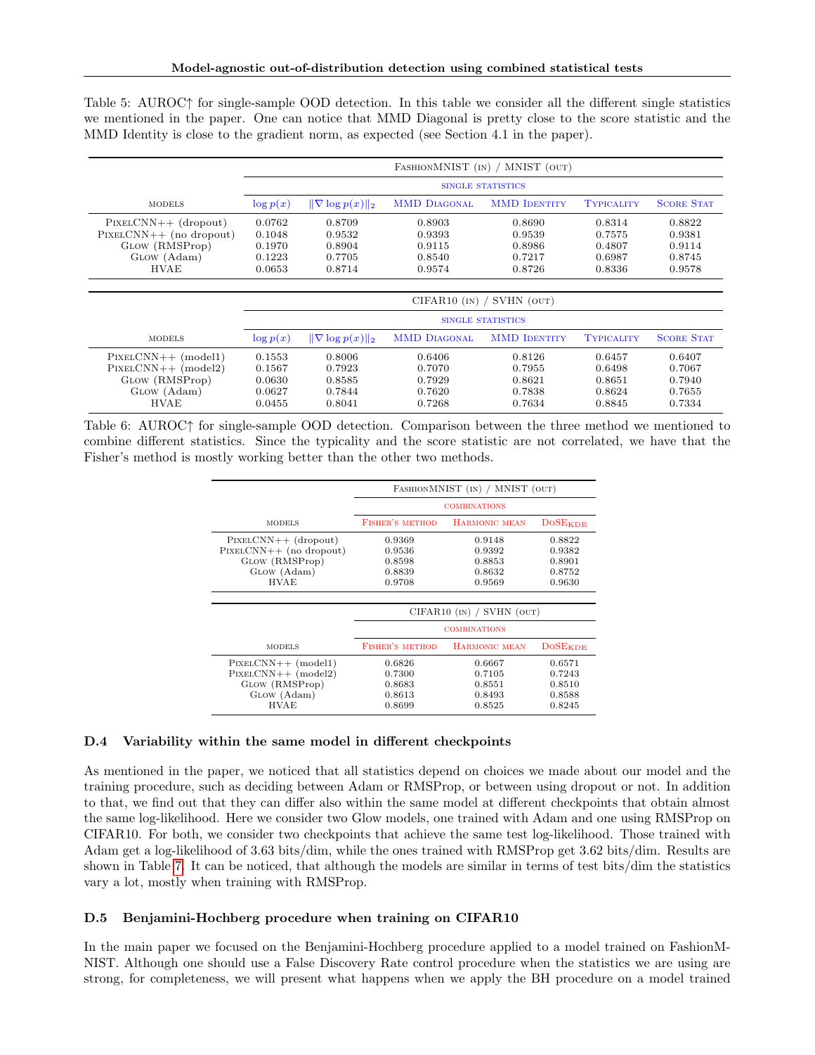Table 5: AUROC↑ for single-sample OOD detection. In this table we consider all the different single statistics we mentioned in the paper. One can notice that MMD Diagonal is pretty close to the score statistic and the MMD Identity is close to the gradient norm, as expected (see Section 4.1 in the paper).

| | FashionMNIST (in) / MNIST (out) | | | | | |
|---|---|---|---|---|---|---|
| | single statistics | | | | | |
| models | $\log p(x)$ | $\|\nabla \log p(x)\|_2$ | MMD Diagonal | MMD Identity | Typicality | Score Stat |
| PixelCNN++ (dropout) | 0.0762 | 0.8709 | 0.8903 | 0.8690 | 0.8314 | 0.8822 |
| PixelCNN++ (no dropout) | 0.1048 | 0.9532 | 0.9393 | 0.9539 | 0.7575 | 0.9381 |
| Glow (RMSProp) | 0.1970 | 0.8904 | 0.9115 | 0.8986 | 0.4807 | 0.9114 |
| Glow (Adam) | 0.1223 | 0.7705 | 0.8540 | 0.7217 | 0.6987 | 0.8745 |
| HVAE | 0.0653 | 0.8714 | 0.9574 | 0.8726 | 0.8336 | 0.9578 |

| | CIFAR10 (in) / SVHN (out) | | | | | |
|---|---|---|---|---|---|---|
| | single statistics | | | | | |
| models | $\log p(x)$ | $\|\nabla \log p(x)\|_2$ | MMD Diagonal | MMD Identity | Typicality | Score Stat |
| PixelCNN++ (model1) | 0.1553 | 0.8006 | 0.6406 | 0.8126 | 0.6457 | 0.6407 |
| PixelCNN++ (model2) | 0.1567 | 0.7923 | 0.7070 | 0.7955 | 0.6498 | 0.7067 |
| Glow (RMSProp) | 0.0630 | 0.8585 | 0.7929 | 0.8621 | 0.8651 | 0.7940 |
| Glow (Adam) | 0.0627 | 0.7844 | 0.7620 | 0.7838 | 0.8624 | 0.7655 |
| HVAE | 0.0455 | 0.8041 | 0.7268 | 0.7634 | 0.8845 | 0.7334 |

Table 6: AUROC↑ for single-sample OOD detection. Comparison between the three method we mentioned to combine different statistics. Since the typicality and the score statistic are not correlated, we have that the Fisher's method is mostly working better than the other two methods.

| | FashionMNIST (in) / MNIST (out) | | |
|---|---|---|---|
| | combinations | | |
| models | Fisher's method | Harmonic mean | DoSE$_{\text{KDE}}$ |
| PixelCNN++ (dropout) | 0.9369 | 0.9148 | 0.8822 |
| PixelCNN++ (no dropout) | 0.9536 | 0.9392 | 0.9382 |
| Glow (RMSProp) | 0.8598 | 0.8853 | 0.8901 |
| Glow (Adam) | 0.8839 | 0.8632 | 0.8752 |
| HVAE | 0.9708 | 0.9569 | 0.9630 |

| | CIFAR10 (in) / SVHN (out) | | |
|---|---|---|---|
| | combinations | | |
| models | Fisher's method | Harmonic mean | DoSE$_{\text{KDE}}$ |
| PixelCNN++ (model1) | 0.6826 | 0.6667 | 0.6571 |
| PixelCNN++ (model2) | 0.7300 | 0.7105 | 0.7243 |
| Glow (RMSProp) | 0.8683 | 0.8551 | 0.8510 |
| Glow (Adam) | 0.8613 | 0.8493 | 0.8588 |
| HVAE | 0.8699 | 0.8525 | 0.8245 |

### D.4 Variability within the same model in different checkpoints

As mentioned in the paper, we noticed that all statistics depend on choices we made about our model and the training procedure, such as deciding between Adam or RMSProp, or between using dropout or not. In addition to that, we find out that they can differ also within the same model at different checkpoints that obtain almost the same log-likelihood. Here we consider two Glow models, one trained with Adam and one using RMSProp on CIFAR10. For both, we consider two checkpoints that achieve the same test log-likelihood. Those trained with Adam get a log-likelihood of 3.63 bits/dim, while the ones trained with RMSProp get 3.62 bits/dim. Results are shown in Table 7. It can be noticed, that although the models are similar in terms of test bits/dim the statistics vary a lot, mostly when training with RMSProp.

### D.5 Benjamini-Hochberg procedure when training on CIFAR10

In the main paper we focused on the Benjamini-Hochberg procedure applied to a model trained on FashionMNIST. Although one should use a False Discovery Rate control procedure when the statistics we are using are strong, for completeness, we will present what happens when we apply the BH procedure on a model trained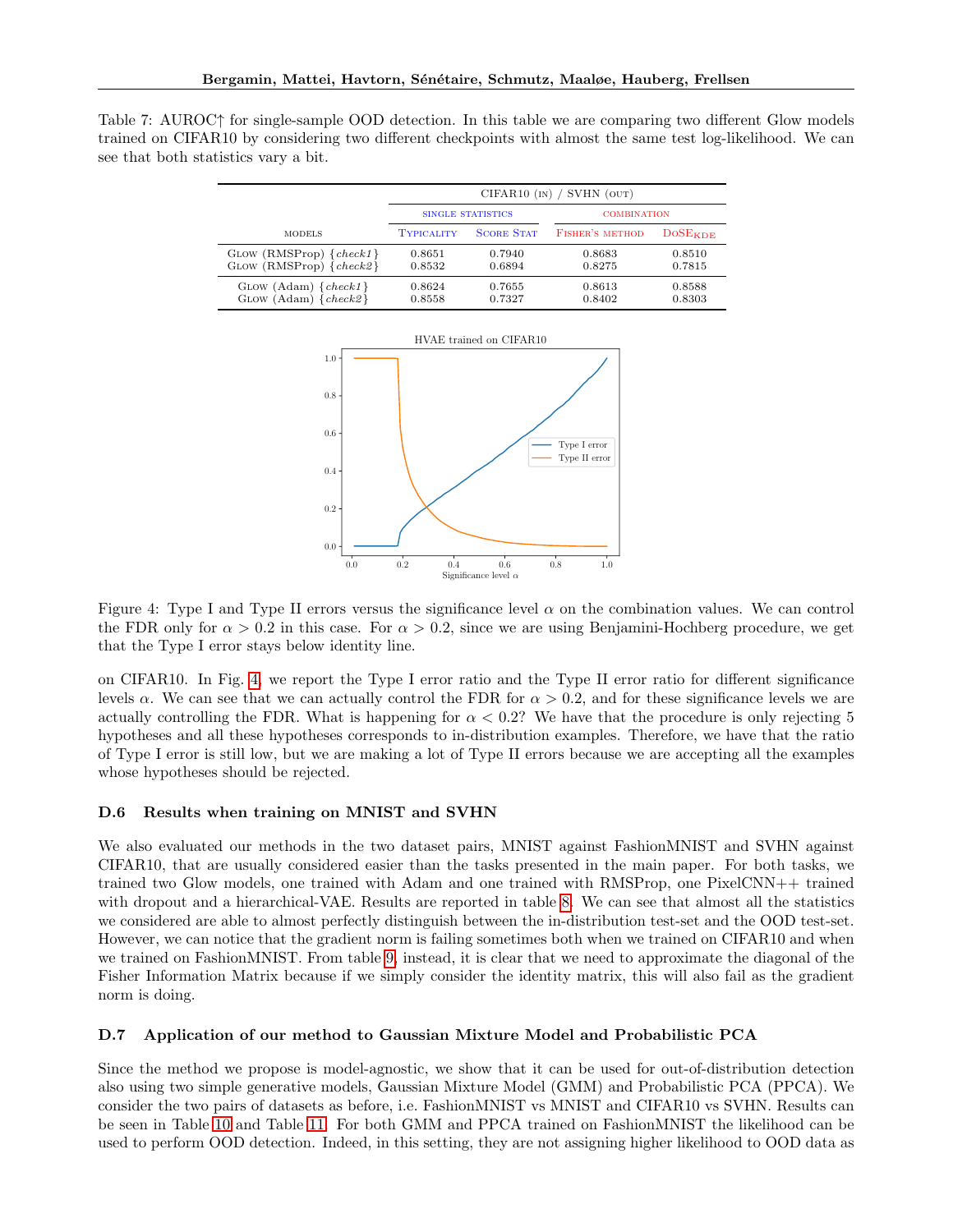Table 7: AUROC↑ for single-sample OOD detection. In this table we are comparing two different Glow models trained on CIFAR10 by considering two different checkpoints with almost the same test log-likelihood. We can see that both statistics vary a bit.

| | CIFAR10 (in) / SVHN (out) | | | |
|---|---|---|---|---|
| | single statistics | | combination | |
| models | Typicality | Score Stat | Fisher's method | DoSE$_{\text{KDE}}$ |
| Glow (RMSProp) {*check1*} | 0.8651 | 0.7940 | 0.8683 | 0.8510 |
| Glow (RMSProp) {*check2*} | 0.8532 | 0.6894 | 0.8275 | 0.7815 |
| Glow (Adam) {*check1*} | 0.8624 | 0.7655 | 0.8613 | 0.8588 |
| Glow (Adam) {*check2*} | 0.8558 | 0.7327 | 0.8402 | 0.8303 |

Figure 4: Type I and Type II errors versus the significance level $\alpha$ on the combination values. We can control the FDR only for $\alpha > 0.2$ in this case. For $\alpha > 0.2$, since we are using Benjamini-Hochberg procedure, we get that the Type I error stays below identity line.

on CIFAR10. In Fig. 4, we report the Type I error ratio and the Type II error ratio for different significance levels $\alpha$. We can see that we can actually control the FDR for $\alpha > 0.2$, and for these significance levels we are actually controlling the FDR. What is happening for $\alpha < 0.2$? We have that the procedure is only rejecting 5 hypotheses and all these hypotheses corresponds to in-distribution examples. Therefore, we have that the ratio of Type I error is still low, but we are making a lot of Type II errors because we are accepting all the examples whose hypotheses should be rejected.

### D.6 Results when training on MNIST and SVHN

We also evaluated our methods in the two dataset pairs, MNIST against FashionMNIST and SVHN against CIFAR10, that are usually considered easier than the tasks presented in the main paper. For both tasks, we trained two Glow models, one trained with Adam and one trained with RMSProp, one PixelCNN++ trained with dropout and a hierarchical-VAE. Results are reported in table 8. We can see that almost all the statistics we considered are able to almost perfectly distinguish between the in-distribution test-set and the OOD test-set. However, we can notice that the gradient norm is failing sometimes both when we trained on CIFAR10 and when we trained on FashionMNIST. From table 9, instead, it is clear that we need to approximate the diagonal of the Fisher Information Matrix because if we simply consider the identity matrix, this will also fail as the gradient norm is doing.

### D.7 Application of our method to Gaussian Mixture Model and Probabilistic PCA

Since the method we propose is model-agnostic, we show that it can be used for out-of-distribution detection also using two simple generative models, Gaussian Mixture Model (GMM) and Probabilistic PCA (PPCA). We consider the two pairs of datasets as before, i.e. FashionMNIST vs MNIST and CIFAR10 vs SVHN. Results can be seen in Table 10 and Table 11. For both GMM and PPCA trained on FashionMNIST the likelihood can be used to perform OOD detection. Indeed, in this setting, they are not assigning higher likelihood to OOD data as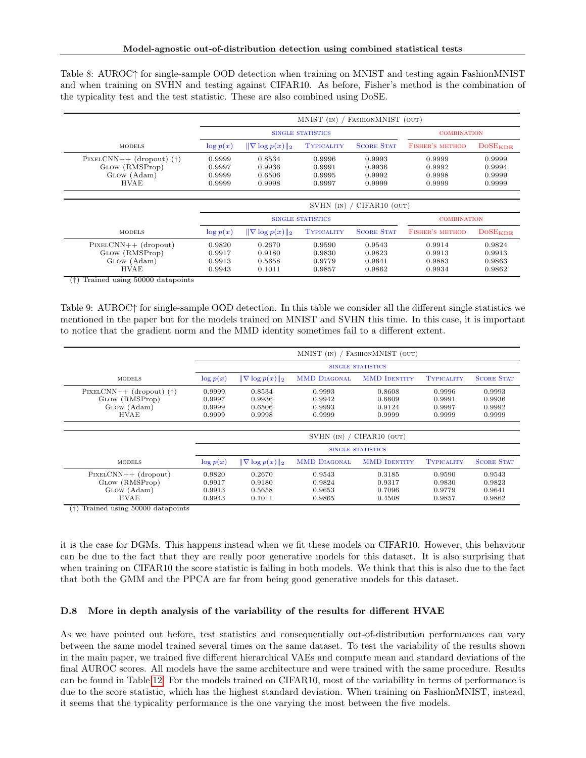Table 8: AUROC↑ for single-sample OOD detection when training on MNIST and testing again FashionMNIST and when training on SVHN and testing against CIFAR10. As before, Fisher's method is the combination of the typicality test and the test statistic. These are also combined using DoSE.

| | MNIST (in) / FashionMNIST (out) | | | | | |
|---|---|---|---|---|---|---|
| | single statistics | | | | combination | |
| models | $\log p(x)$ | $\|\nabla \log p(x)\|_2$ | Typicality | Score Stat | Fisher's method | $\text{DoSE}_{\text{KDE}}$ |
| PixelCNN++ (dropout) (†) | 0.9999 | 0.8534 | 0.9996 | 0.9993 | 0.9999 | 0.9999 |
| Glow (RMSProp) | 0.9997 | 0.9936 | 0.9991 | 0.9936 | 0.9992 | 0.9994 |
| Glow (Adam) | 0.9999 | 0.6506 | 0.9995 | 0.9992 | 0.9998 | 0.9999 |
| HVAE | 0.9999 | 0.9998 | 0.9997 | 0.9999 | 0.9999 | 0.9999 |

| | SVHN (in) / CIFAR10 (out) | | | | | |
|---|---|---|---|---|---|---|
| | single statistics | | | | combination | |
| models | $\log p(x)$ | $\|\nabla \log p(x)\|_2$ | Typicality | Score Stat | Fisher's method | $\text{DoSE}_{\text{KDE}}$ |
| PixelCNN++ (dropout) | 0.9820 | 0.2670 | 0.9590 | 0.9543 | 0.9914 | 0.9824 |
| Glow (RMSProp) | 0.9917 | 0.9180 | 0.9830 | 0.9823 | 0.9913 | 0.9913 |
| Glow (Adam) | 0.9913 | 0.5658 | 0.9779 | 0.9641 | 0.9883 | 0.9863 |
| HVAE | 0.9943 | 0.1011 | 0.9857 | 0.9862 | 0.9934 | 0.9862 |

(†) Trained using 50000 datapoints

Table 9: AUROC↑ for single-sample OOD detection. In this table we consider all the different single statistics we mentioned in the paper but for the models trained on MNIST and SVHN this time. In this case, it is important to notice that the gradient norm and the MMD identity sometimes fail to a different extent.

| | MNIST (in) / FashionMNIST (out) | | | | | |
|---|---|---|---|---|---|---|
| | single statistics | | | | | |
| models | $\log p(x)$ | $\|\nabla \log p(x)\|_2$ | MMD Diagonal | MMD Identity | Typicality | Score Stat |
| PixelCNN++ (dropout) (†) | 0.9999 | 0.8534 | 0.9993 | 0.8608 | 0.9996 | 0.9993 |
| Glow (RMSProp) | 0.9997 | 0.9936 | 0.9942 | 0.6609 | 0.9991 | 0.9936 |
| Glow (Adam) | 0.9999 | 0.6506 | 0.9993 | 0.9124 | 0.9997 | 0.9992 |
| HVAE | 0.9999 | 0.9998 | 0.9999 | 0.9999 | 0.9999 | 0.9999 |

| | SVHN (in) / CIFAR10 (out) | | | | | |
|---|---|---|---|---|---|---|
| | single statistics | | | | | |
| models | $\log p(x)$ | $\|\nabla \log p(x)\|_2$ | MMD Diagonal | MMD Identity | Typicality | Score Stat |
| PixelCNN++ (dropout) | 0.9820 | 0.2670 | 0.9543 | 0.3185 | 0.9590 | 0.9543 |
| Glow (RMSProp) | 0.9917 | 0.9180 | 0.9824 | 0.9317 | 0.9830 | 0.9823 |
| Glow (Adam) | 0.9913 | 0.5658 | 0.9653 | 0.7096 | 0.9779 | 0.9641 |
| HVAE | 0.9943 | 0.1011 | 0.9865 | 0.4508 | 0.9857 | 0.9862 |

(†) Trained using 50000 datapoints

it is the case for DGMs. This happens instead when we fit these models on CIFAR10. However, this behaviour can be due to the fact that they are really poor generative models for this dataset. It is also surprising that when training on CIFAR10 the score statistic is failing in both models. We think that this is also due to the fact that both the GMM and the PPCA are far from being good generative models for this dataset.

### D.8 More in depth analysis of the variability of the results for different HVAE

As we have pointed out before, test statistics and consequentially out-of-distribution performances can vary between the same model trained several times on the same dataset. To test the variability of the results shown in the main paper, we trained five different hierarchical VAEs and compute mean and standard deviations of the final AUROC scores. All models have the same architecture and were trained with the same procedure. Results can be found in Table 12. For the models trained on CIFAR10, most of the variability in terms of performance is due to the score statistic, which has the highest standard deviation. When training on FashionMNIST, instead, it seems that the typicality performance is the one varying the most between the five models.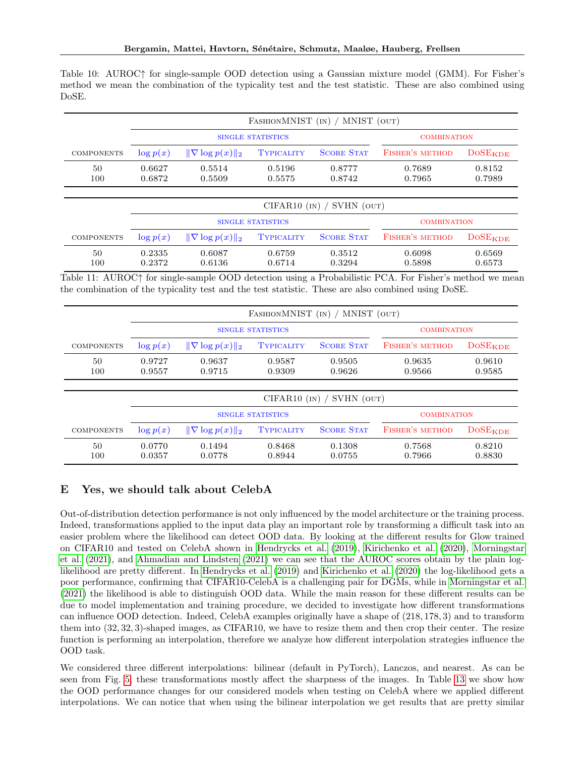Table 10: AUROC↑ for single-sample OOD detection using a Gaussian mixture model (GMM). For Fisher's method we mean the combination of the typicality test and the test statistic. These are also combined using DoSE.

| | FashionMNIST (in) / MNIST (out) | | | | | |
|---|---|---|---|---|---|---|
| | single statistics | | | | combination | |
| components | $\log p(x)$ | $\|\nabla \log p(x)\|_2$ | Typicality | Score Stat | Fisher's method | $\text{DoSE}_{\text{KDE}}$ |
| 50 | 0.6627 | 0.5514 | 0.5196 | 0.8777 | 0.7689 | 0.8152 |
| 100 | 0.6872 | 0.5509 | 0.5575 | 0.8742 | 0.7965 | 0.7989 |

| | CIFAR10 (in) / SVHN (out) | | | | | |
|---|---|---|---|---|---|---|
| | single statistics | | | | combination | |
| components | $\log p(x)$ | $\|\nabla \log p(x)\|_2$ | Typicality | Score Stat | Fisher's method | $\text{DoSE}_{\text{KDE}}$ |
| 50 | 0.2335 | 0.6087 | 0.6759 | 0.3512 | 0.6098 | 0.6569 |
| 100 | 0.2372 | 0.6136 | 0.6714 | 0.3294 | 0.5898 | 0.6573 |

Table 11: AUROC↑ for single-sample OOD detection using a Probabilistic PCA. For Fisher's method we mean the combination of the typicality test and the test statistic. These are also combined using DoSE.

| | FashionMNIST (in) / MNIST (out) | | | | | |
|---|---|---|---|---|---|---|
| | single statistics | | | | combination | |
| components | $\log p(x)$ | $\|\nabla \log p(x)\|_2$ | Typicality | Score Stat | Fisher's method | $\text{DoSE}_{\text{KDE}}$ |
| 50 | 0.9727 | 0.9637 | 0.9587 | 0.9505 | 0.9635 | 0.9610 |
| 100 | 0.9557 | 0.9715 | 0.9309 | 0.9626 | 0.9566 | 0.9585 |

| | CIFAR10 (in) / SVHN (out) | | | | | |
|---|---|---|---|---|---|---|
| | single statistics | | | | combination | |
| components | $\log p(x)$ | $\|\nabla \log p(x)\|_2$ | Typicality | Score Stat | Fisher's method | $\text{DoSE}_{\text{KDE}}$ |
| 50 | 0.0770 | 0.1494 | 0.8468 | 0.1308 | 0.7568 | 0.8210 |
| 100 | 0.0357 | 0.0778 | 0.8944 | 0.0755 | 0.7966 | 0.8830 |

# E Yes, we should talk about CelebA

Out-of-distribution detection performance is not only influenced by the model architecture or the training process. Indeed, transformations applied to the input data play an important role by transforming a difficult task into an easier problem where the likelihood can detect OOD data. By looking at the different results for Glow trained on CIFAR10 and tested on CelebA shown in Hendrycks et al. (2019), Kirichenko et al. (2020), Morningstar et al. (2021), and Ahmadian and Lindsten (2021) we can see that the AUROC scores obtain by the plain log-likelihood are pretty different. In Hendrycks et al. (2019) and Kirichenko et al. (2020) the log-likelihood gets a poor performance, confirming that CIFAR10-CelebA is a challenging pair for DGMs, while in Morningstar et al. (2021) the likelihood is able to distinguish OOD data. While the main reason for these different results can be due to model implementation and training procedure, we decided to investigate how different transformations can influence OOD detection. Indeed, CelebA examples originally have a shape of $(218, 178, 3)$ and to transform them into $(32, 32, 3)$-shaped images, as CIFAR10, we have to resize them and then crop their center. The resize function is performing an interpolation, therefore we analyze how different interpolation strategies influence the OOD task.

We considered three different interpolations: bilinear (default in PyTorch), Lanczos, and nearest. As can be seen from Fig. 5, these transformations mostly affect the sharpness of the images. In Table 13 we show how the OOD performance changes for our considered models when testing on CelebA where we applied different interpolations. We can notice that when using the bilinear interpolation we get results that are pretty similar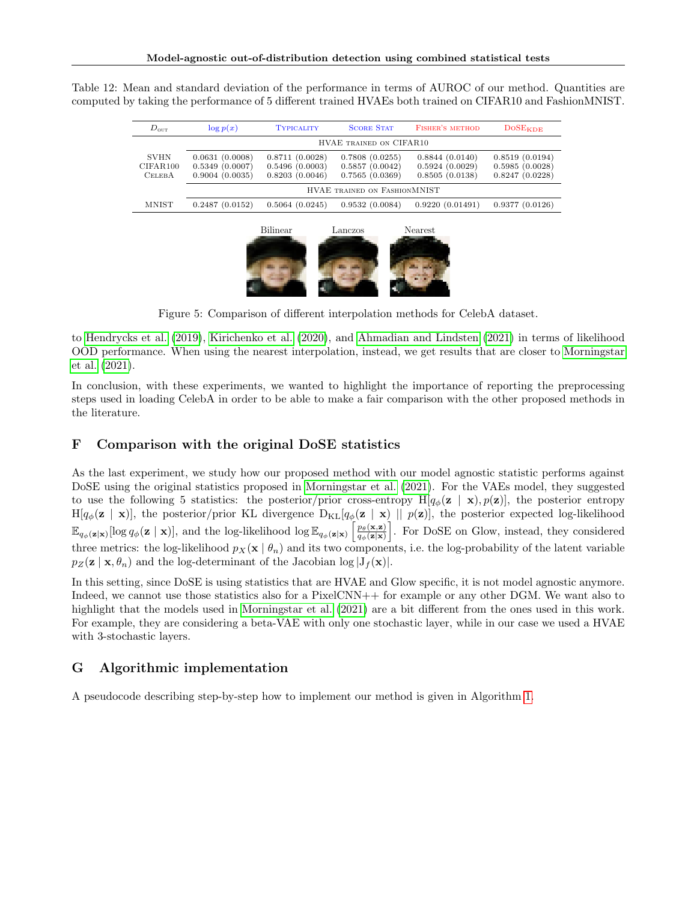Table 12: Mean and standard deviation of the performance in terms of AUROC of our method. Quantities are computed by taking the performance of 5 different trained HVAEs both trained on CIFAR10 and FashionMNIST.

| $D_{\text{OUT}}$ | $\log p(x)$ | Typicality | Score Stat | Fisher's method | DoSE$_{\text{KDE}}$ |
|---|---|---|---|---|---|
| | HVAE trained on CIFAR10 | | | | |
| SVHN | 0.0631 (0.0008) | 0.8711 (0.0028) | 0.7808 (0.0255) | 0.8844 (0.0140) | 0.8519 (0.0194) |
| CIFAR100 | 0.5349 (0.0007) | 0.5496 (0.0003) | 0.5857 (0.0042) | 0.5924 (0.0029) | 0.5985 (0.0028) |
| CelebA | 0.9004 (0.0035) | 0.8203 (0.0046) | 0.7565 (0.0369) | 0.8505 (0.0138) | 0.8247 (0.0228) |
| | HVAE trained on FashionMNIST | | | | |
| MNIST | 0.2487 (0.0152) | 0.5064 (0.0245) | 0.9532 (0.0084) | 0.9220 (0.01491) | 0.9377 (0.0126) |

Bilinear Lanczos Nearest

Figure 5: Comparison of different interpolation methods for CelebA dataset.

to Hendrycks et al. (2019), Kirichenko et al. (2020), and Ahmadian and Lindsten (2021) in terms of likelihood OOD performance. When using the nearest interpolation, instead, we get results that are closer to Morningstar et al. (2021).

In conclusion, with these experiments, we wanted to highlight the importance of reporting the preprocessing steps used in loading CelebA in order to be able to make a fair comparison with the other proposed methods in the literature.

## F Comparison with the original DoSE statistics

As the last experiment, we study how our proposed method with our model agnostic statistic performs against DoSE using the original statistics proposed in Morningstar et al. (2021). For the VAEs model, they suggested to use the following 5 statistics: the posterior/prior cross-entropy $\mathrm{H}[q_\phi(\mathbf{z} \mid \mathbf{x}), p(\mathbf{z})]$, the posterior entropy $\mathrm{H}[q_\phi(\mathbf{z} \mid \mathbf{x})]$, the posterior/prior KL divergence $\mathrm{D}_{\mathrm{KL}}[q_\phi(\mathbf{z} \mid \mathbf{x}) \mid\mid p(\mathbf{z})]$, the posterior expected log-likelihood $\mathbb{E}_{q_\phi(\mathbf{z}|\mathbf{x})}[\log q_\phi(\mathbf{z} \mid \mathbf{x})]$, and the log-likelihood $\log \mathbb{E}_{q_\phi(\mathbf{z}|\mathbf{x})}\left[\frac{p_\theta(\mathbf{x},\mathbf{z})}{q_\phi(\mathbf{z}|\mathbf{x})}\right]$. For DoSE on Glow, instead, they considered three metrics: the log-likelihood $p_X(\mathbf{x} \mid \theta_n)$ and its two components, i.e. the log-probability of the latent variable $p_Z(\mathbf{z} \mid \mathbf{x}, \theta_n)$ and the log-determinant of the Jacobian $\log |\mathrm{J}_f(\mathbf{x})|$.

In this setting, since DoSE is using statistics that are HVAE and Glow specific, it is not model agnostic anymore. Indeed, we cannot use those statistics also for a PixelCNN++ for example or any other DGM. We want also to highlight that the models used in Morningstar et al. (2021) are a bit different from the ones used in this work. For example, they are considering a beta-VAE with only one stochastic layer, while in our case we used a HVAE with 3-stochastic layers.

## G Algorithmic implementation

A pseudocode describing step-by-step how to implement our method is given in Algorithm 1.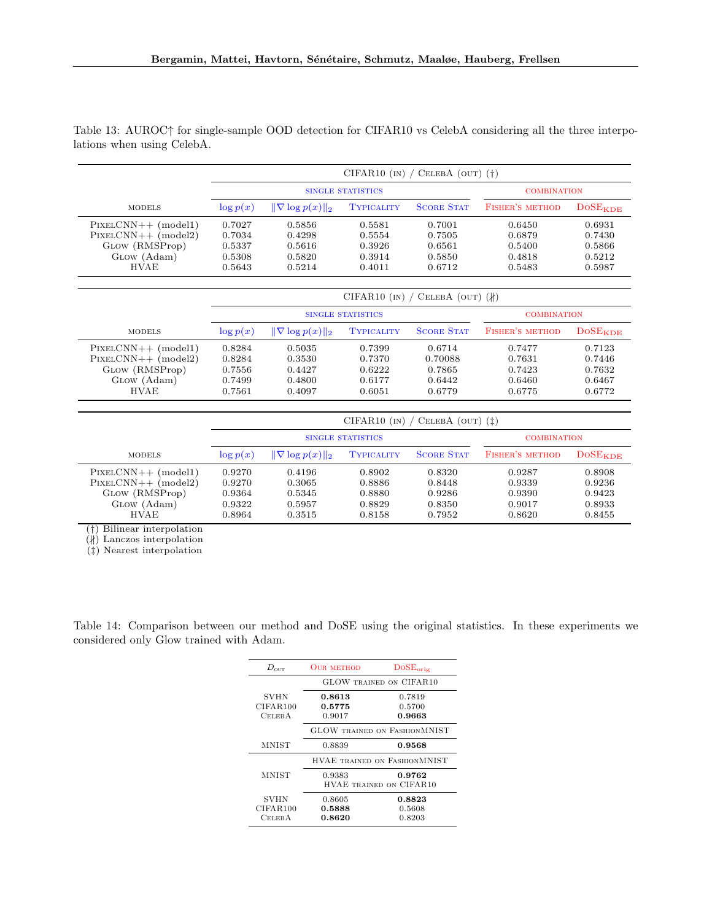Table 13: AUROC↑ for single-sample OOD detection for CIFAR10 vs CelebA considering all the three interpolations when using CelebA.

| | CIFAR10 (in) / CelebA (out) (†) | | | | | |
|---|---|---|---|---|---|---|
| | single statistics | | | | combination | |
| models | $\log p(x)$ | $\|\nabla \log p(x)\|_2$ | Typicality | Score Stat | Fisher's method | DoSE$_{\text{KDE}}$ |
| PixelCNN++ (model1) | 0.7027 | 0.5856 | 0.5581 | 0.7001 | 0.6450 | 0.6931 |
| PixelCNN++ (model2) | 0.7034 | 0.4298 | 0.5554 | 0.7505 | 0.6879 | 0.7430 |
| Glow (RMSProp) | 0.5337 | 0.5616 | 0.3926 | 0.6561 | 0.5400 | 0.5866 |
| Glow (Adam) | 0.5308 | 0.5820 | 0.3914 | 0.5850 | 0.4818 | 0.5212 |
| HVAE | 0.5643 | 0.5214 | 0.4011 | 0.6712 | 0.5483 | 0.5987 |

| | CIFAR10 (in) / CelebA (out) (∦) | | | | | |
|---|---|---|---|---|---|---|
| | single statistics | | | | combination | |
| models | $\log p(x)$ | $\|\nabla \log p(x)\|_2$ | Typicality | Score Stat | Fisher's method | DoSE$_{\text{KDE}}$ |
| PixelCNN++ (model1) | 0.8284 | 0.5035 | 0.7399 | 0.6714 | 0.7477 | 0.7123 |
| PixelCNN++ (model2) | 0.8284 | 0.3530 | 0.7370 | 0.70088 | 0.7631 | 0.7446 |
| Glow (RMSProp) | 0.7556 | 0.4427 | 0.6222 | 0.7865 | 0.7423 | 0.7632 |
| Glow (Adam) | 0.7499 | 0.4800 | 0.6177 | 0.6442 | 0.6460 | 0.6467 |
| HVAE | 0.7561 | 0.4097 | 0.6051 | 0.6779 | 0.6775 | 0.6772 |

| | CIFAR10 (in) / CelebA (out) (‡) | | | | | |
|---|---|---|---|---|---|---|
| | single statistics | | | | combination | |
| models | $\log p(x)$ | $\|\nabla \log p(x)\|_2$ | Typicality | Score Stat | Fisher's method | DoSE$_{\text{KDE}}$ |
| PixelCNN++ (model1) | 0.9270 | 0.4196 | 0.8902 | 0.8320 | 0.9287 | 0.8908 |
| PixelCNN++ (model2) | 0.9270 | 0.3065 | 0.8886 | 0.8448 | 0.9339 | 0.9236 |
| Glow (RMSProp) | 0.9364 | 0.5345 | 0.8880 | 0.9286 | 0.9390 | 0.9423 |
| Glow (Adam) | 0.9322 | 0.5957 | 0.8829 | 0.8350 | 0.9017 | 0.8933 |
| HVAE | 0.8964 | 0.3515 | 0.8158 | 0.7952 | 0.8620 | 0.8455 |

(†) Bilinear interpolation
(∦) Lanczos interpolation
(‡) Nearest interpolation

Table 14: Comparison between our method and DoSE using the original statistics. In these experiments we considered only Glow trained with Adam.

| $D_{\text{out}}$ | Our method | DoSE$_{\text{orig}}$ |
|---|---|---|
| | GLOW trained on CIFAR10 | |
| SVHN | **0.8613** | 0.7819 |
| CIFAR100 | **0.5775** | 0.5700 |
| CelebA | 0.9017 | **0.9663** |
| | GLOW trained on FashionMNIST | |
| MNIST | 0.8839 | **0.9568** |
| | HVAE trained on FashionMNIST | |
| MNIST | 0.9383 | **0.9762** |
| | HVAE trained on CIFAR10 | |
| SVHN | 0.8605 | **0.8823** |
| CIFAR100 | **0.5888** | 0.5608 |
| CelebA | **0.8620** | 0.8203 |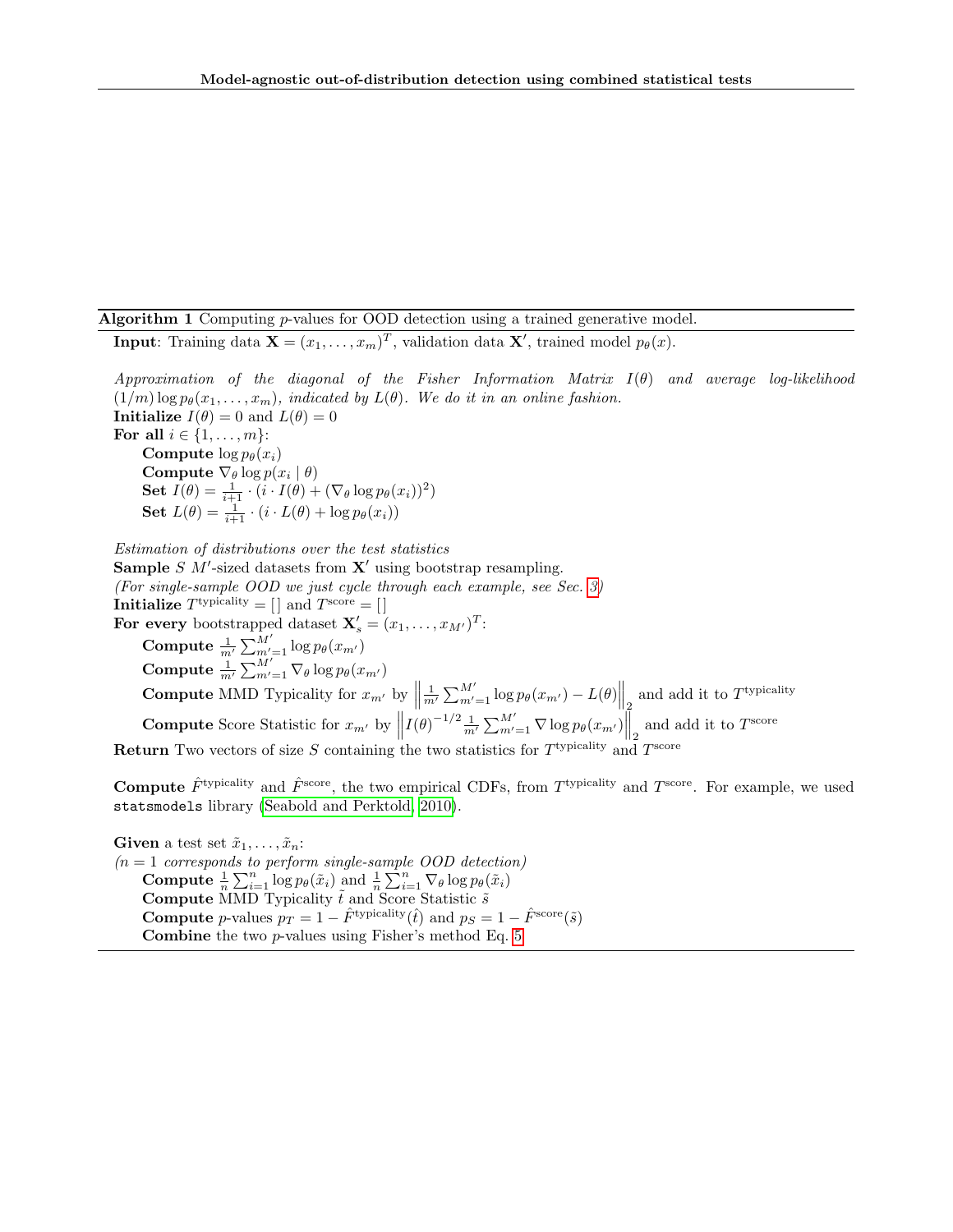**Algorithm 1** Computing $p$-values for OOD detection using a trained generative model.

**Input**: Training data $\mathbf{X} = (x_1, \ldots, x_m)^T$, validation data $\mathbf{X}'$, trained model $p_\theta(x)$.

*Approximation of the diagonal of the Fisher Information Matrix $I(\theta)$ and average log-likelihood $(1/m) \log p_\theta(x_1, \ldots, x_m)$, indicated by $L(\theta)$. We do it in an online fashion.*

**Initialize** $I(\theta) = 0$ and $L(\theta) = 0$

**For all** $i \in \{1, \ldots, m\}$:

  **Compute** $\log p_\theta(x_i)$

  **Compute** $\nabla_\theta \log p(x_i \mid \theta)$

  **Set** $I(\theta) = \frac{1}{i+1} \cdot (i \cdot I(\theta) + (\nabla_\theta \log p_\theta(x_i))^2)$

  **Set** $L(\theta) = \frac{1}{i+1} \cdot (i \cdot L(\theta) + \log p_\theta(x_i))$

*Estimation of distributions over the test statistics*

**Sample** $S$ $M'$-sized datasets from $\mathbf{X}'$ using bootstrap resampling.

*(For single-sample OOD we just cycle through each example, see Sec. 3)*

**Initialize** $T^{\text{typicality}} = []$ and $T^{\text{score}} = []$

**For every** bootstrapped dataset $\mathbf{X}'_s = (x_1, \ldots, x_{M'})^T$:

  **Compute** $\frac{1}{m'} \sum_{m'=1}^{M'} \log p_\theta(x_{m'})$

  **Compute** $\frac{1}{m'} \sum_{m'=1}^{M'} \nabla_\theta \log p_\theta(x_{m'})$

  **Compute** MMD Typicality for $x_{m'}$ by $\left\| \frac{1}{m'} \sum_{m'=1}^{M'} \log p_\theta(x_{m'}) - L(\theta) \right\|_2$ and add it to $T^{\text{typicality}}$

  **Compute** Score Statistic for $x_{m'}$ by $\left\| I(\theta)^{-1/2} \frac{1}{m'} \sum_{m'=1}^{M'} \nabla \log p_\theta(x_{m'}) \right\|_2$ and add it to $T^{\text{score}}$

**Return** Two vectors of size $S$ containing the two statistics for $T^{\text{typicality}}$ and $T^{\text{score}}$

**Compute** $\hat{F}^{\text{typicality}}$ and $\hat{F}^{\text{score}}$, the two empirical CDFs, from $T^{\text{typicality}}$ and $T^{\text{score}}$. For example, we used `statsmodels` library (Seabold and Perktold, 2010).

**Given** a test set $\tilde{x}_1, \ldots, \tilde{x}_n$:

*($n = 1$ corresponds to perform single-sample OOD detection)*

  **Compute** $\frac{1}{n} \sum_{i=1}^{n} \log p_\theta(\tilde{x}_i)$ and $\frac{1}{n} \sum_{i=1}^{n} \nabla_\theta \log p_\theta(\tilde{x}_i)$

  **Compute** MMD Typicality $\tilde{t}$ and Score Statistic $\tilde{s}$

  **Compute** $p$-values $p_T = 1 - \hat{F}^{\text{typicality}}(\hat{t})$ and $p_S = 1 - \hat{F}^{\text{score}}(\tilde{s})$

  **Combine** the two $p$-values using Fisher's method Eq. 5